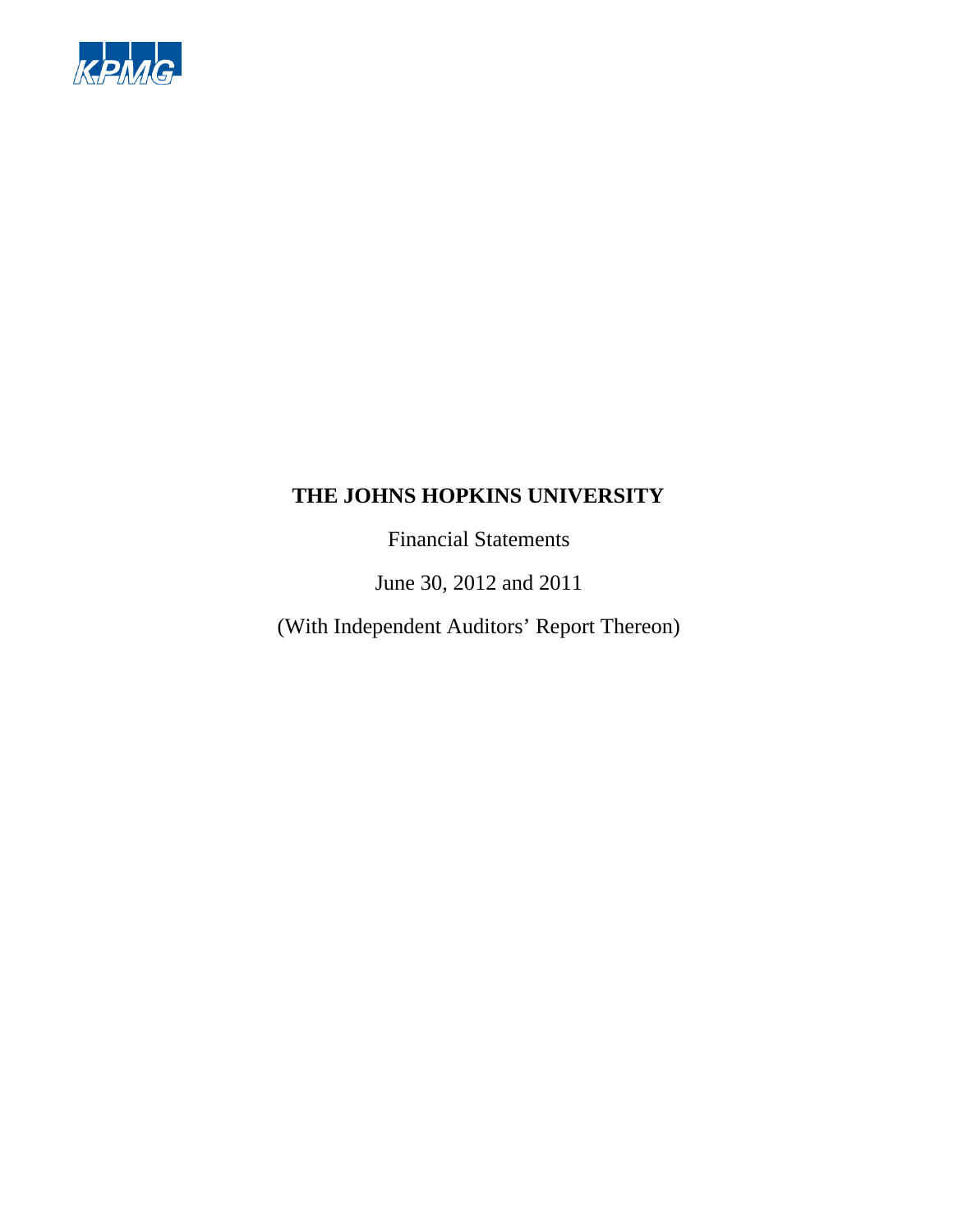KPMG

# THE JOHNS HOPKINS UNIVERSITY

Financial Statements

June 30, 2012 and 2011

(With Independent Auditors' Report Thereon)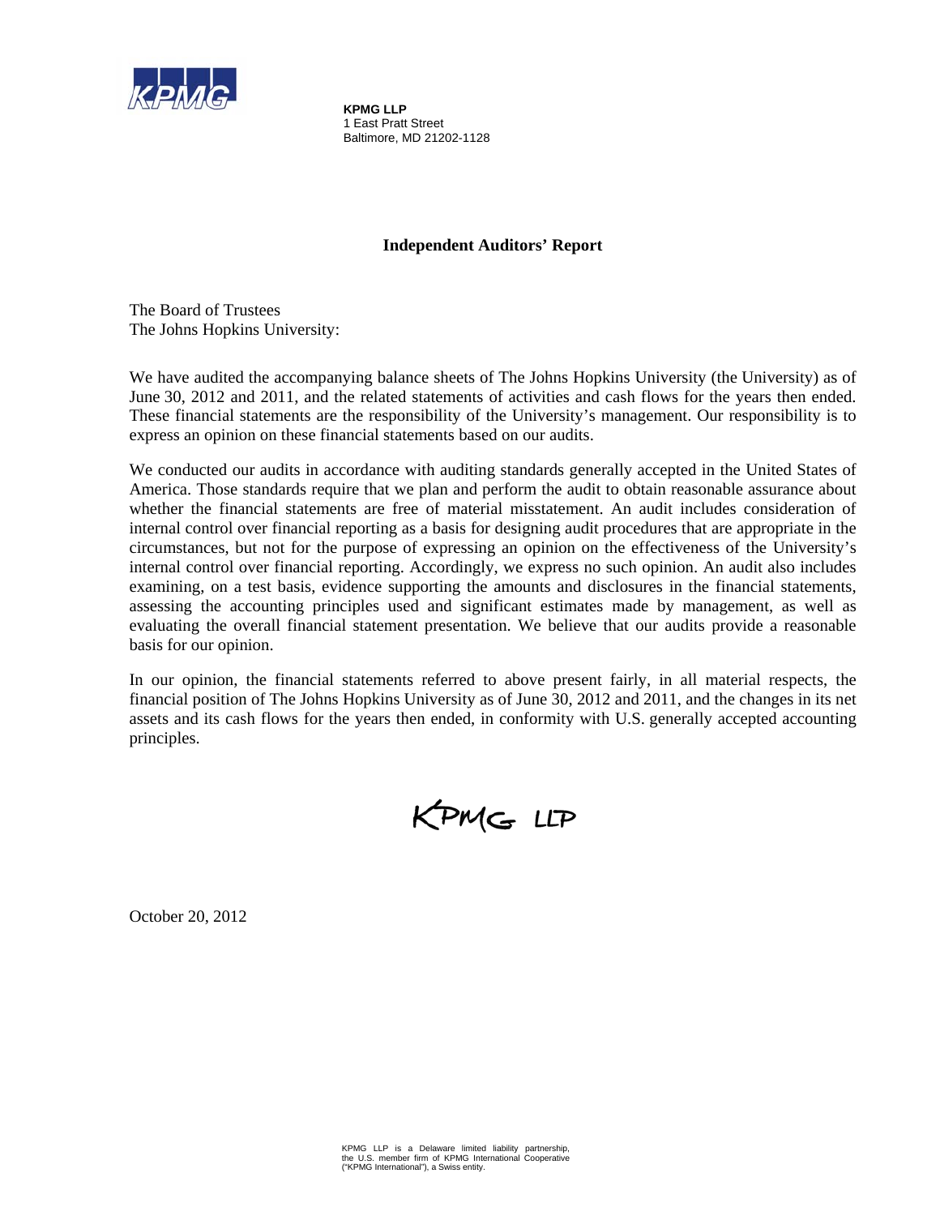**KPMG LLP**
1 East Pratt Street
Baltimore, MD 21202-1128

## Independent Auditors' Report

The Board of Trustees
The Johns Hopkins University:

We have audited the accompanying balance sheets of The Johns Hopkins University (the University) as of June 30, 2012 and 2011, and the related statements of activities and cash flows for the years then ended. These financial statements are the responsibility of the University's management. Our responsibility is to express an opinion on these financial statements based on our audits.

We conducted our audits in accordance with auditing standards generally accepted in the United States of America. Those standards require that we plan and perform the audit to obtain reasonable assurance about whether the financial statements are free of material misstatement. An audit includes consideration of internal control over financial reporting as a basis for designing audit procedures that are appropriate in the circumstances, but not for the purpose of expressing an opinion on the effectiveness of the University's internal control over financial reporting. Accordingly, we express no such opinion. An audit also includes examining, on a test basis, evidence supporting the amounts and disclosures in the financial statements, assessing the accounting principles used and significant estimates made by management, as well as evaluating the overall financial statement presentation. We believe that our audits provide a reasonable basis for our opinion.

In our opinion, the financial statements referred to above present fairly, in all material respects, the financial position of The Johns Hopkins University as of June 30, 2012 and 2011, and the changes in its net assets and its cash flows for the years then ended, in conformity with U.S. generally accepted accounting principles.

KPMG LLP

October 20, 2012

KPMG LLP is a Delaware limited liability partnership, the U.S. member firm of KPMG International Cooperative ("KPMG International"), a Swiss entity.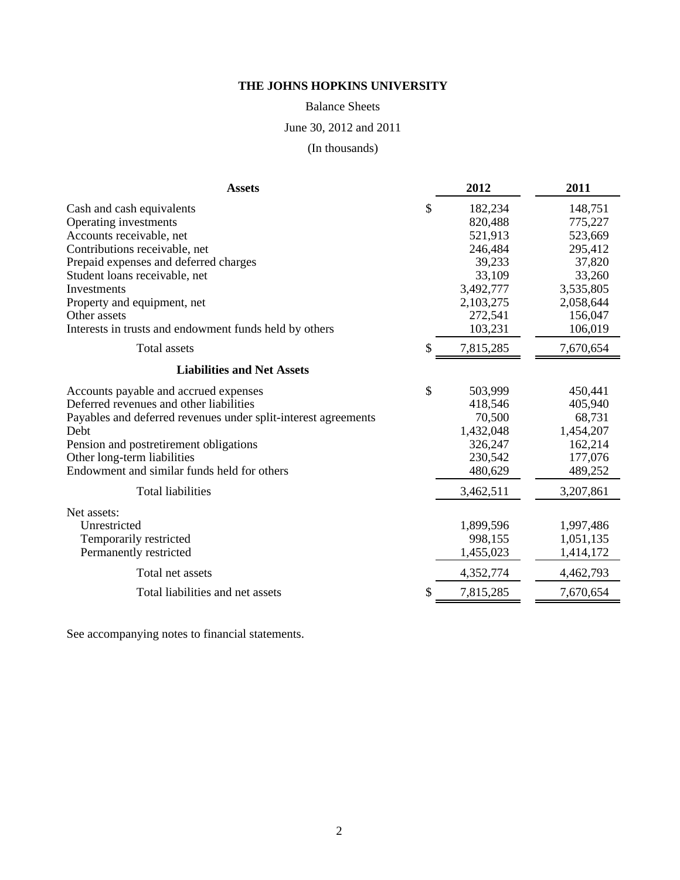# THE JOHNS HOPKINS UNIVERSITY

Balance Sheets

June 30, 2012 and 2011

(In thousands)

| **Assets** | | **2012** | **2011** |
|---|---|---|---|
| Cash and cash equivalents | $ | 182,234 | 148,751 |
| Operating investments | | 820,488 | 775,227 |
| Accounts receivable, net | | 521,913 | 523,669 |
| Contributions receivable, net | | 246,484 | 295,412 |
| Prepaid expenses and deferred charges | | 39,233 | 37,820 |
| Student loans receivable, net | | 33,109 | 33,260 |
| Investments | | 3,492,777 | 3,535,805 |
| Property and equipment, net | | 2,103,275 | 2,058,644 |
| Other assets | | 272,541 | 156,047 |
| Interests in trusts and endowment funds held by others | | 103,231 | 106,019 |
| Total assets | $ | 7,815,285 | 7,670,654 |
| **Liabilities and Net Assets** | | | |
| Accounts payable and accrued expenses | $ | 503,999 | 450,441 |
| Deferred revenues and other liabilities | | 418,546 | 405,940 |
| Payables and deferred revenues under split-interest agreements | | 70,500 | 68,731 |
| Debt | | 1,432,048 | 1,454,207 |
| Pension and postretirement obligations | | 326,247 | 162,214 |
| Other long-term liabilities | | 230,542 | 177,076 |
| Endowment and similar funds held for others | | 480,629 | 489,252 |
| Total liabilities | | 3,462,511 | 3,207,861 |
| Net assets: | | | |
| Unrestricted | | 1,899,596 | 1,997,486 |
| Temporarily restricted | | 998,155 | 1,051,135 |
| Permanently restricted | | 1,455,023 | 1,414,172 |
| Total net assets | | 4,352,774 | 4,462,793 |
| Total liabilities and net assets | $ | 7,815,285 | 7,670,654 |

See accompanying notes to financial statements.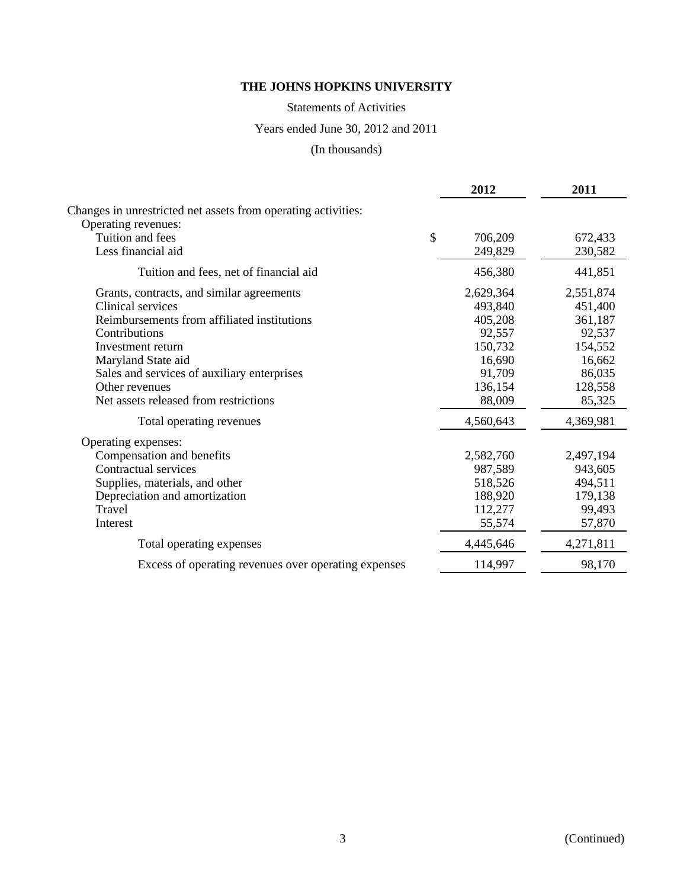# THE JOHNS HOPKINS UNIVERSITY

Statements of Activities

Years ended June 30, 2012 and 2011

(In thousands)

| | 2012 | 2011 |
|---|---|---|
| Changes in unrestricted net assets from operating activities: | | |
| Operating revenues: | | |
| Tuition and fees | $ 706,209 | 672,433 |
| Less financial aid | 249,829 | 230,582 |
| Tuition and fees, net of financial aid | 456,380 | 441,851 |
| Grants, contracts, and similar agreements | 2,629,364 | 2,551,874 |
| Clinical services | 493,840 | 451,400 |
| Reimbursements from affiliated institutions | 405,208 | 361,187 |
| Contributions | 92,557 | 92,537 |
| Investment return | 150,732 | 154,552 |
| Maryland State aid | 16,690 | 16,662 |
| Sales and services of auxiliary enterprises | 91,709 | 86,035 |
| Other revenues | 136,154 | 128,558 |
| Net assets released from restrictions | 88,009 | 85,325 |
| Total operating revenues | 4,560,643 | 4,369,981 |
| Operating expenses: | | |
| Compensation and benefits | 2,582,760 | 2,497,194 |
| Contractual services | 987,589 | 943,605 |
| Supplies, materials, and other | 518,526 | 494,511 |
| Depreciation and amortization | 188,920 | 179,138 |
| Travel | 112,277 | 99,493 |
| Interest | 55,574 | 57,870 |
| Total operating expenses | 4,445,646 | 4,271,811 |
| Excess of operating revenues over operating expenses | 114,997 | 98,170 |

(Continued)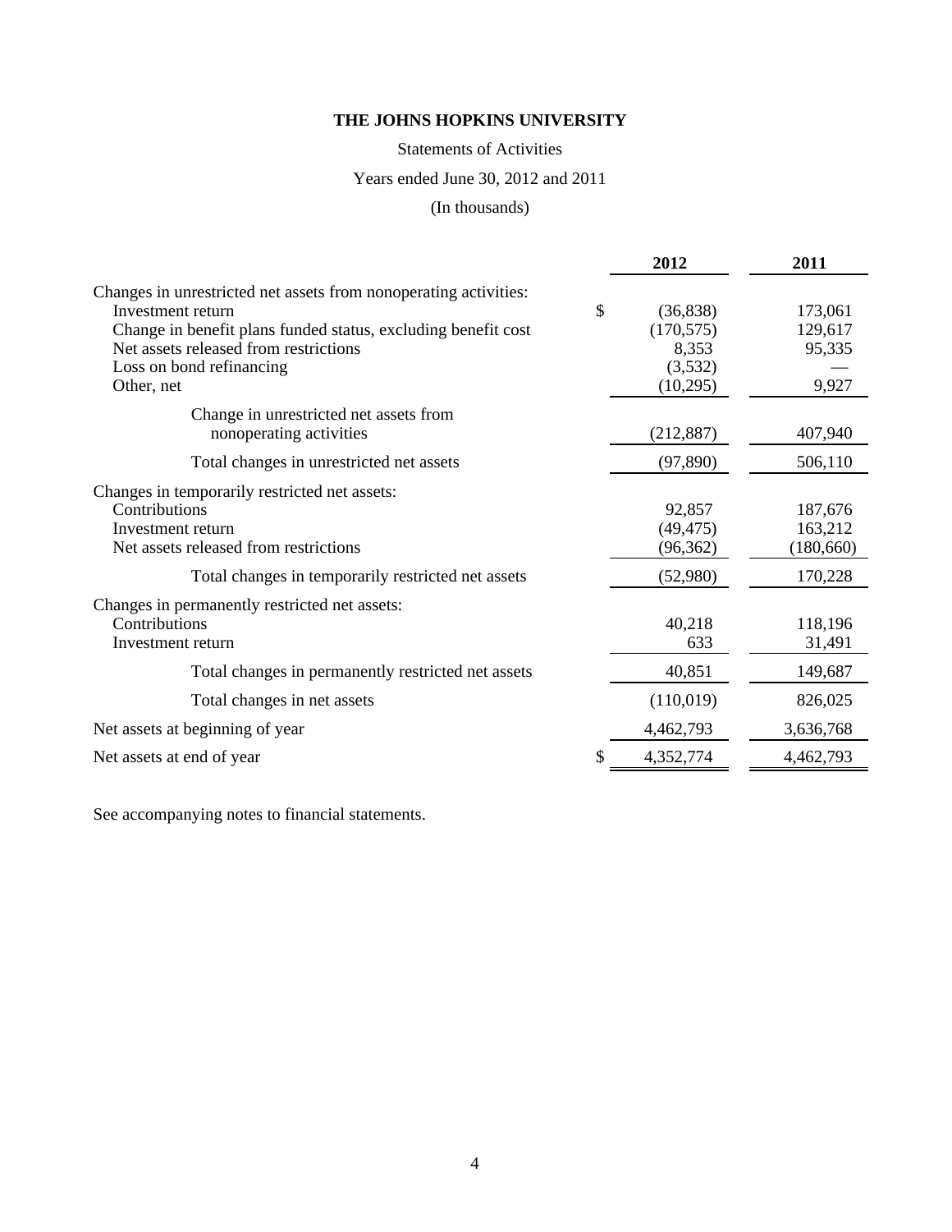# THE JOHNS HOPKINS UNIVERSITY

Statements of Activities

Years ended June 30, 2012 and 2011

(In thousands)

| | 2012 | 2011 |
|---|---|---|
| Changes in unrestricted net assets from nonoperating activities: | | |
| Investment return | $ (36,838) | 173,061 |
| Change in benefit plans funded status, excluding benefit cost | (170,575) | 129,617 |
| Net assets released from restrictions | 8,353 | 95,335 |
| Loss on bond refinancing | (3,532) | — |
| Other, net | (10,295) | 9,927 |
| Change in unrestricted net assets from nonoperating activities | (212,887) | 407,940 |
| Total changes in unrestricted net assets | (97,890) | 506,110 |
| Changes in temporarily restricted net assets: | | |
| Contributions | 92,857 | 187,676 |
| Investment return | (49,475) | 163,212 |
| Net assets released from restrictions | (96,362) | (180,660) |
| Total changes in temporarily restricted net assets | (52,980) | 170,228 |
| Changes in permanently restricted net assets: | | |
| Contributions | 40,218 | 118,196 |
| Investment return | 633 | 31,491 |
| Total changes in permanently restricted net assets | 40,851 | 149,687 |
| Total changes in net assets | (110,019) | 826,025 |
| Net assets at beginning of year | 4,462,793 | 3,636,768 |
| Net assets at end of year | $ 4,352,774 | 4,462,793 |

See accompanying notes to financial statements.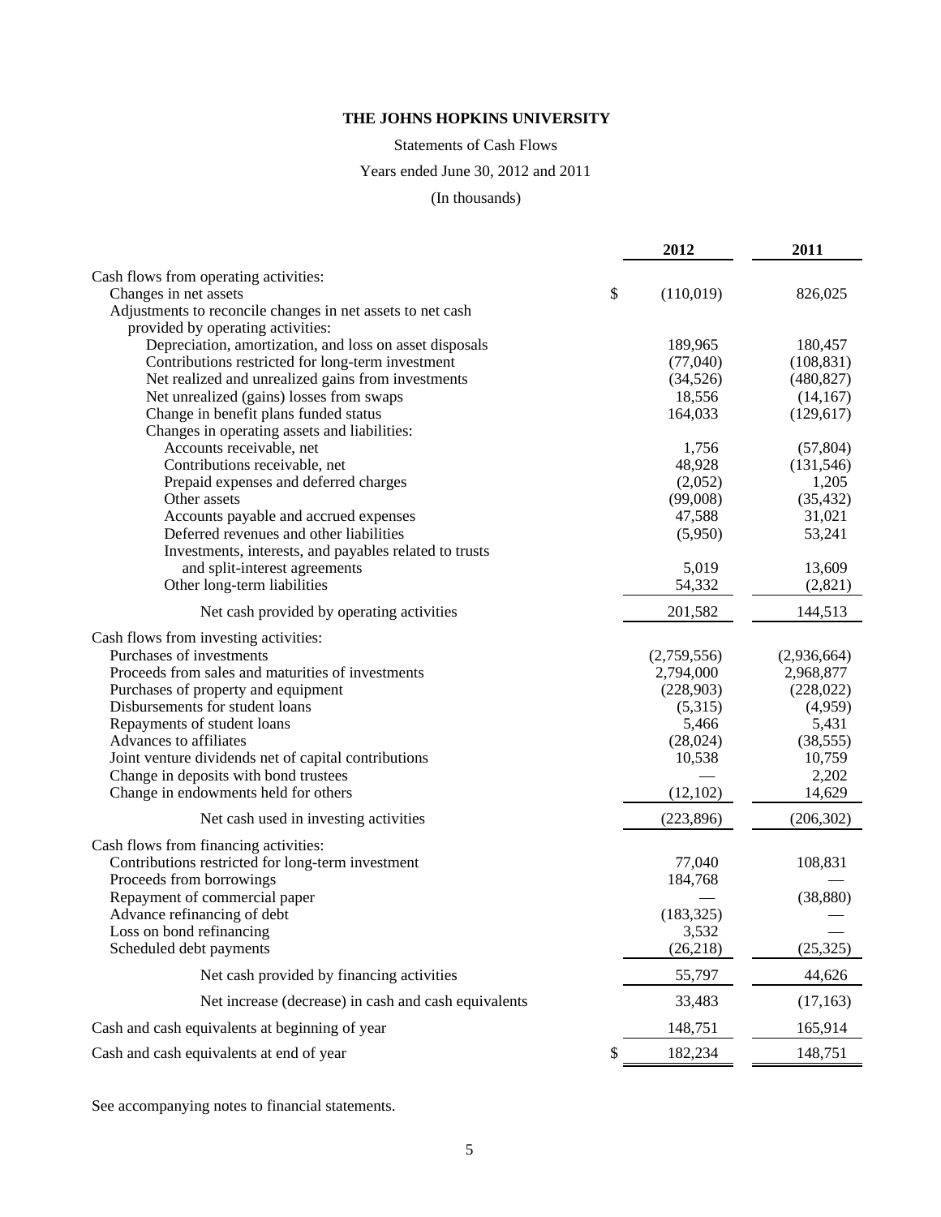**THE JOHNS HOPKINS UNIVERSITY**

Statements of Cash Flows

Years ended June 30, 2012 and 2011

(In thousands)

| | 2012 | 2011 |
|---|---|---|
| Cash flows from operating activities: | | |
| Changes in net assets | $ (110,019) | 826,025 |
| Adjustments to reconcile changes in net assets to net cash provided by operating activities: | | |
| Depreciation, amortization, and loss on asset disposals | 189,965 | 180,457 |
| Contributions restricted for long-term investment | (77,040) | (108,831) |
| Net realized and unrealized gains from investments | (34,526) | (480,827) |
| Net unrealized (gains) losses from swaps | 18,556 | (14,167) |
| Change in benefit plans funded status | 164,033 | (129,617) |
| Changes in operating assets and liabilities: | | |
| Accounts receivable, net | 1,756 | (57,804) |
| Contributions receivable, net | 48,928 | (131,546) |
| Prepaid expenses and deferred charges | (2,052) | 1,205 |
| Other assets | (99,008) | (35,432) |
| Accounts payable and accrued expenses | 47,588 | 31,021 |
| Deferred revenues and other liabilities | (5,950) | 53,241 |
| Investments, interests, and payables related to trusts and split-interest agreements | 5,019 | 13,609 |
| Other long-term liabilities | 54,332 | (2,821) |
| Net cash provided by operating activities | 201,582 | 144,513 |
| Cash flows from investing activities: | | |
| Purchases of investments | (2,759,556) | (2,936,664) |
| Proceeds from sales and maturities of investments | 2,794,000 | 2,968,877 |
| Purchases of property and equipment | (228,903) | (228,022) |
| Disbursements for student loans | (5,315) | (4,959) |
| Repayments of student loans | 5,466 | 5,431 |
| Advances to affiliates | (28,024) | (38,555) |
| Joint venture dividends net of capital contributions | 10,538 | 10,759 |
| Change in deposits with bond trustees | — | 2,202 |
| Change in endowments held for others | (12,102) | 14,629 |
| Net cash used in investing activities | (223,896) | (206,302) |
| Cash flows from financing activities: | | |
| Contributions restricted for long-term investment | 77,040 | 108,831 |
| Proceeds from borrowings | 184,768 | — |
| Repayment of commercial paper | — | (38,880) |
| Advance refinancing of debt | (183,325) | — |
| Loss on bond refinancing | 3,532 | — |
| Scheduled debt payments | (26,218) | (25,325) |
| Net cash provided by financing activities | 55,797 | 44,626 |
| Net increase (decrease) in cash and cash equivalents | 33,483 | (17,163) |
| Cash and cash equivalents at beginning of year | 148,751 | 165,914 |
| Cash and cash equivalents at end of year | $ 182,234 | 148,751 |

See accompanying notes to financial statements.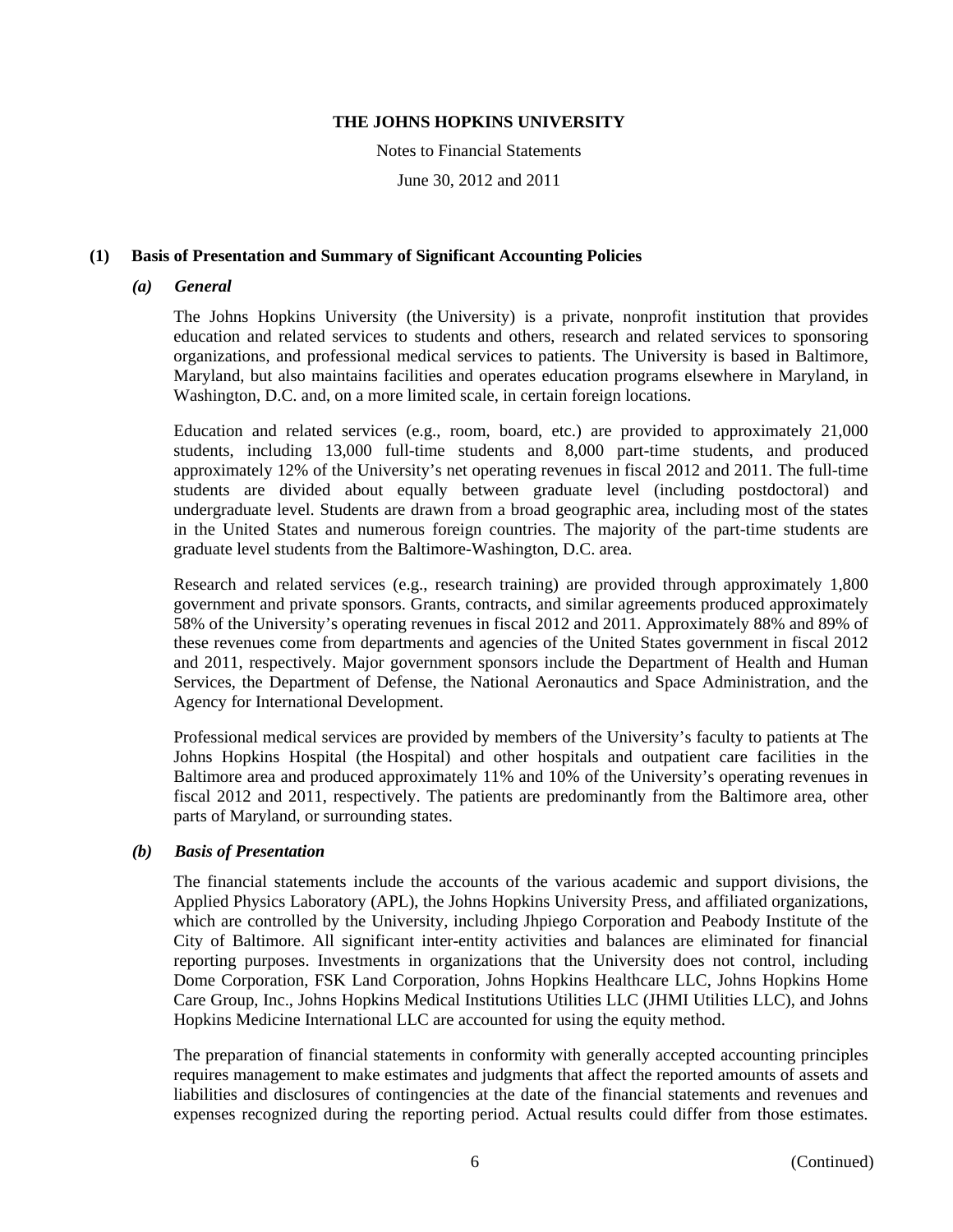## (1) Basis of Presentation and Summary of Significant Accounting Policies

### *(a) General*

The Johns Hopkins University (the University) is a private, nonprofit institution that provides education and related services to students and others, research and related services to sponsoring organizations, and professional medical services to patients. The University is based in Baltimore, Maryland, but also maintains facilities and operates education programs elsewhere in Maryland, in Washington, D.C. and, on a more limited scale, in certain foreign locations.

Education and related services (e.g., room, board, etc.) are provided to approximately 21,000 students, including 13,000 full-time students and 8,000 part-time students, and produced approximately 12% of the University's net operating revenues in fiscal 2012 and 2011. The full-time students are divided about equally between graduate level (including postdoctoral) and undergraduate level. Students are drawn from a broad geographic area, including most of the states in the United States and numerous foreign countries. The majority of the part-time students are graduate level students from the Baltimore-Washington, D.C. area.

Research and related services (e.g., research training) are provided through approximately 1,800 government and private sponsors. Grants, contracts, and similar agreements produced approximately 58% of the University's operating revenues in fiscal 2012 and 2011. Approximately 88% and 89% of these revenues come from departments and agencies of the United States government in fiscal 2012 and 2011, respectively. Major government sponsors include the Department of Health and Human Services, the Department of Defense, the National Aeronautics and Space Administration, and the Agency for International Development.

Professional medical services are provided by members of the University's faculty to patients at The Johns Hopkins Hospital (the Hospital) and other hospitals and outpatient care facilities in the Baltimore area and produced approximately 11% and 10% of the University's operating revenues in fiscal 2012 and 2011, respectively. The patients are predominantly from the Baltimore area, other parts of Maryland, or surrounding states.

### *(b) Basis of Presentation*

The financial statements include the accounts of the various academic and support divisions, the Applied Physics Laboratory (APL), the Johns Hopkins University Press, and affiliated organizations, which are controlled by the University, including Jhpiego Corporation and Peabody Institute of the City of Baltimore. All significant inter-entity activities and balances are eliminated for financial reporting purposes. Investments in organizations that the University does not control, including Dome Corporation, FSK Land Corporation, Johns Hopkins Healthcare LLC, Johns Hopkins Home Care Group, Inc., Johns Hopkins Medical Institutions Utilities LLC (JHMI Utilities LLC), and Johns Hopkins Medicine International LLC are accounted for using the equity method.

The preparation of financial statements in conformity with generally accepted accounting principles requires management to make estimates and judgments that affect the reported amounts of assets and liabilities and disclosures of contingencies at the date of the financial statements and revenues and expenses recognized during the reporting period. Actual results could differ from those estimates.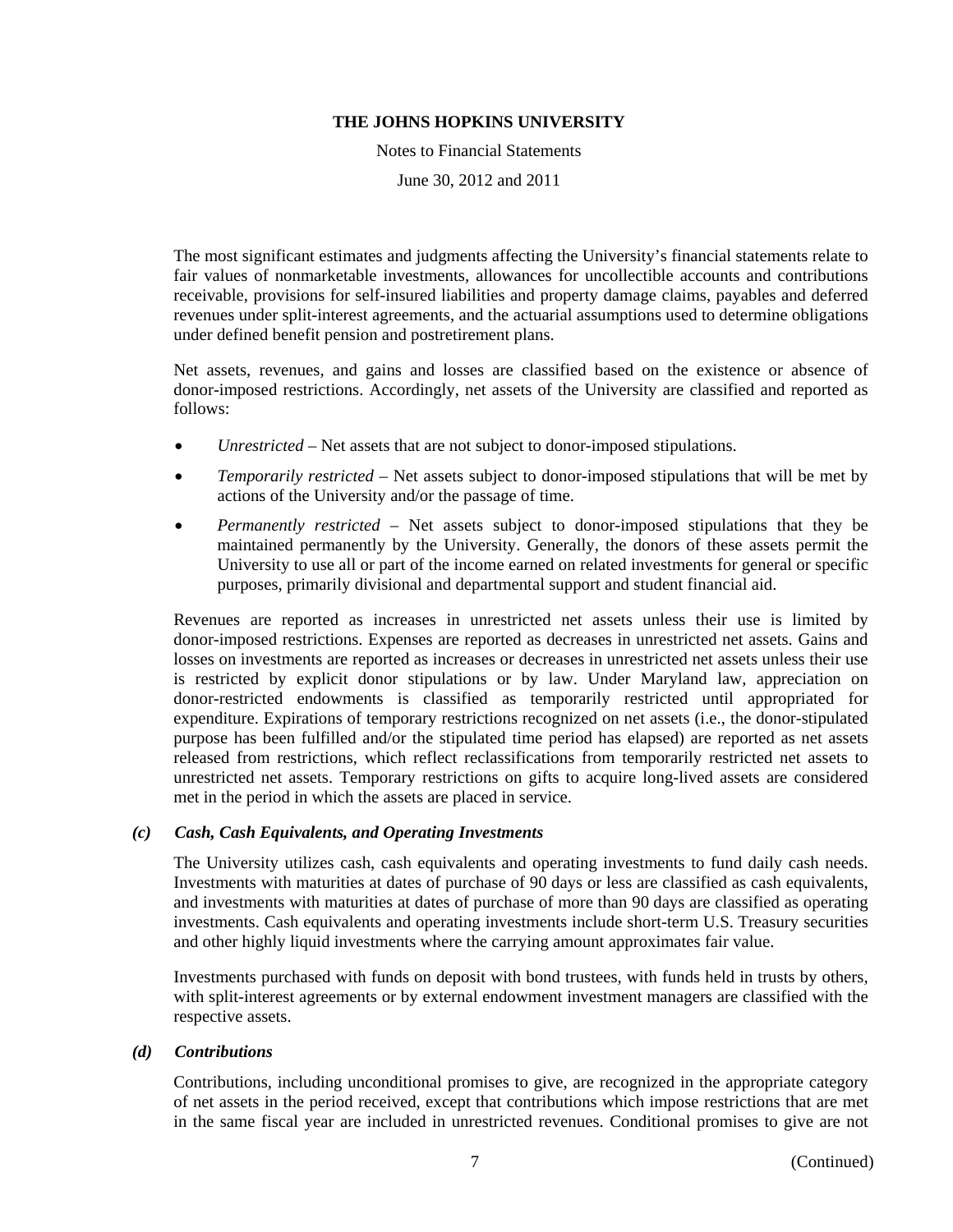The most significant estimates and judgments affecting the University's financial statements relate to fair values of nonmarketable investments, allowances for uncollectible accounts and contributions receivable, provisions for self-insured liabilities and property damage claims, payables and deferred revenues under split-interest agreements, and the actuarial assumptions used to determine obligations under defined benefit pension and postretirement plans.

Net assets, revenues, and gains and losses are classified based on the existence or absence of donor-imposed restrictions. Accordingly, net assets of the University are classified and reported as follows:

- *Unrestricted* – Net assets that are not subject to donor-imposed stipulations.
- *Temporarily restricted* – Net assets subject to donor-imposed stipulations that will be met by actions of the University and/or the passage of time.
- *Permanently restricted* – Net assets subject to donor-imposed stipulations that they be maintained permanently by the University. Generally, the donors of these assets permit the University to use all or part of the income earned on related investments for general or specific purposes, primarily divisional and departmental support and student financial aid.

Revenues are reported as increases in unrestricted net assets unless their use is limited by donor-imposed restrictions. Expenses are reported as decreases in unrestricted net assets. Gains and losses on investments are reported as increases or decreases in unrestricted net assets unless their use is restricted by explicit donor stipulations or by law. Under Maryland law, appreciation on donor-restricted endowments is classified as temporarily restricted until appropriated for expenditure. Expirations of temporary restrictions recognized on net assets (i.e., the donor-stipulated purpose has been fulfilled and/or the stipulated time period has elapsed) are reported as net assets released from restrictions, which reflect reclassifications from temporarily restricted net assets to unrestricted net assets. Temporary restrictions on gifts to acquire long-lived assets are considered met in the period in which the assets are placed in service.

### *(c) Cash, Cash Equivalents, and Operating Investments*

The University utilizes cash, cash equivalents and operating investments to fund daily cash needs. Investments with maturities at dates of purchase of 90 days or less are classified as cash equivalents, and investments with maturities at dates of purchase of more than 90 days are classified as operating investments. Cash equivalents and operating investments include short-term U.S. Treasury securities and other highly liquid investments where the carrying amount approximates fair value.

Investments purchased with funds on deposit with bond trustees, with funds held in trusts by others, with split-interest agreements or by external endowment investment managers are classified with the respective assets.

### *(d) Contributions*

Contributions, including unconditional promises to give, are recognized in the appropriate category of net assets in the period received, except that contributions which impose restrictions that are met in the same fiscal year are included in unrestricted revenues. Conditional promises to give are not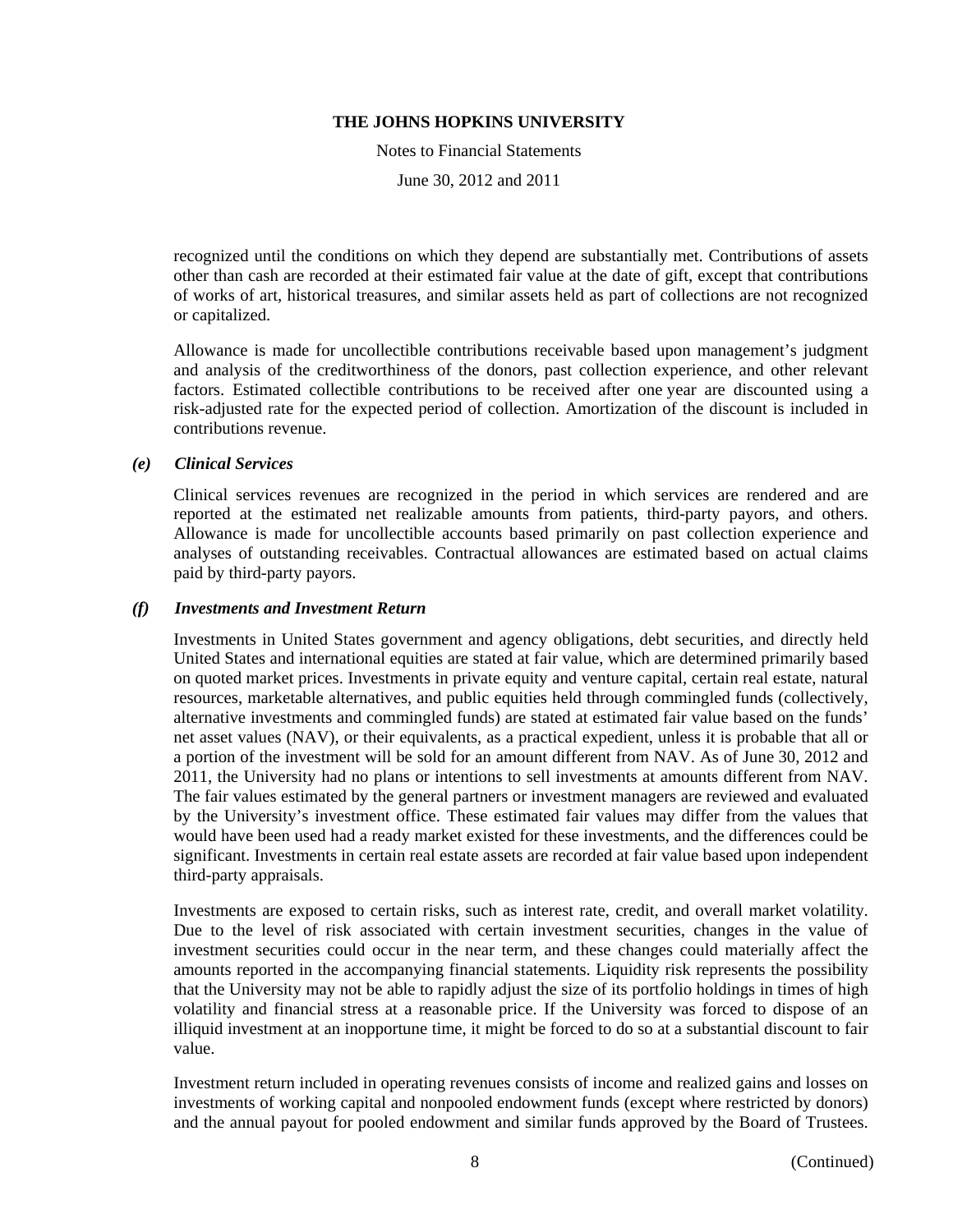recognized until the conditions on which they depend are substantially met. Contributions of assets other than cash are recorded at their estimated fair value at the date of gift, except that contributions of works of art, historical treasures, and similar assets held as part of collections are not recognized or capitalized.

Allowance is made for uncollectible contributions receivable based upon management's judgment and analysis of the creditworthiness of the donors, past collection experience, and other relevant factors. Estimated collectible contributions to be received after one year are discounted using a risk-adjusted rate for the expected period of collection. Amortization of the discount is included in contributions revenue.

### *(e) Clinical Services*

Clinical services revenues are recognized in the period in which services are rendered and are reported at the estimated net realizable amounts from patients, third-party payors, and others. Allowance is made for uncollectible accounts based primarily on past collection experience and analyses of outstanding receivables. Contractual allowances are estimated based on actual claims paid by third-party payors.

### *(f) Investments and Investment Return*

Investments in United States government and agency obligations, debt securities, and directly held United States and international equities are stated at fair value, which are determined primarily based on quoted market prices. Investments in private equity and venture capital, certain real estate, natural resources, marketable alternatives, and public equities held through commingled funds (collectively, alternative investments and commingled funds) are stated at estimated fair value based on the funds' net asset values (NAV), or their equivalents, as a practical expedient, unless it is probable that all or a portion of the investment will be sold for an amount different from NAV. As of June 30, 2012 and 2011, the University had no plans or intentions to sell investments at amounts different from NAV. The fair values estimated by the general partners or investment managers are reviewed and evaluated by the University's investment office. These estimated fair values may differ from the values that would have been used had a ready market existed for these investments, and the differences could be significant. Investments in certain real estate assets are recorded at fair value based upon independent third-party appraisals.

Investments are exposed to certain risks, such as interest rate, credit, and overall market volatility. Due to the level of risk associated with certain investment securities, changes in the value of investment securities could occur in the near term, and these changes could materially affect the amounts reported in the accompanying financial statements. Liquidity risk represents the possibility that the University may not be able to rapidly adjust the size of its portfolio holdings in times of high volatility and financial stress at a reasonable price. If the University was forced to dispose of an illiquid investment at an inopportune time, it might be forced to do so at a substantial discount to fair value.

Investment return included in operating revenues consists of income and realized gains and losses on investments of working capital and nonpooled endowment funds (except where restricted by donors) and the annual payout for pooled endowment and similar funds approved by the Board of Trustees.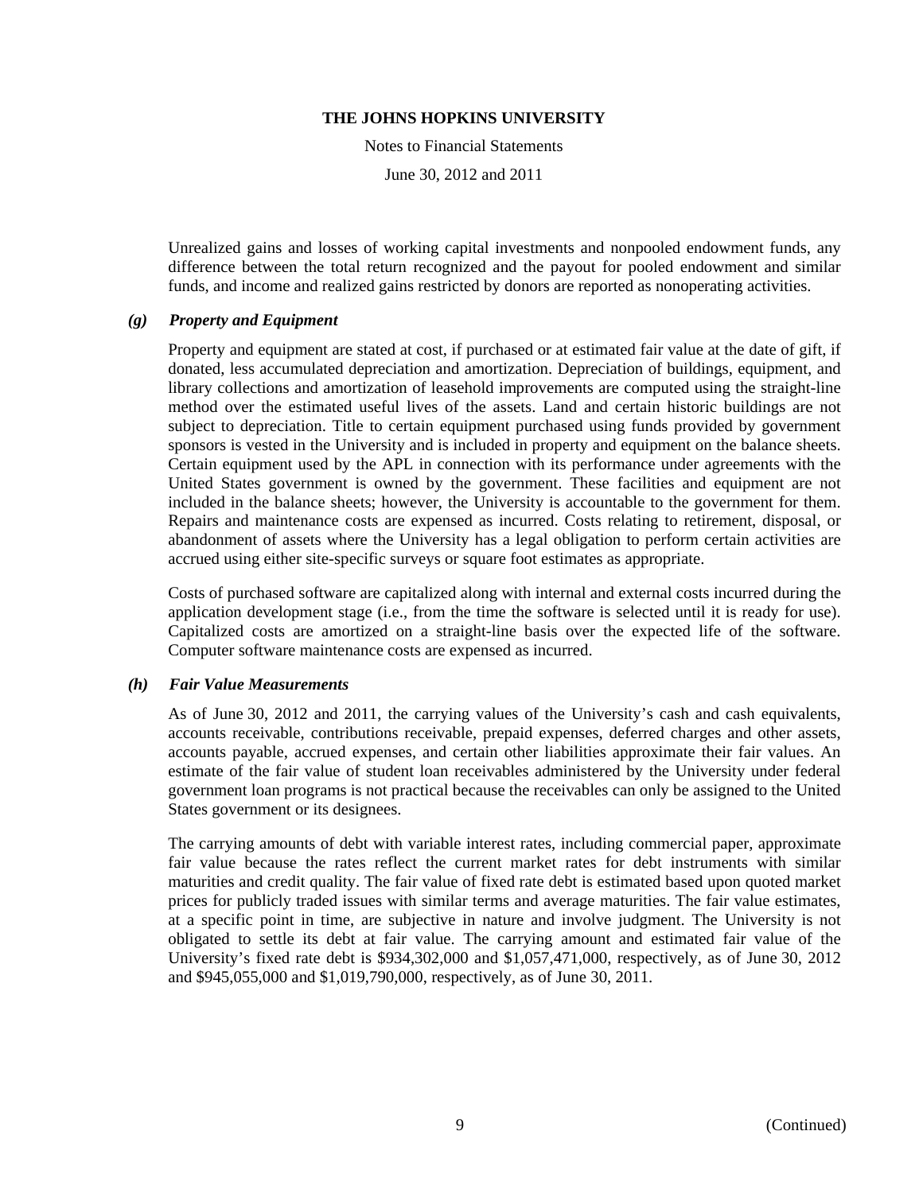Unrealized gains and losses of working capital investments and nonpooled endowment funds, any difference between the total return recognized and the payout for pooled endowment and similar funds, and income and realized gains restricted by donors are reported as nonoperating activities.

### *(g) Property and Equipment*

Property and equipment are stated at cost, if purchased or at estimated fair value at the date of gift, if donated, less accumulated depreciation and amortization. Depreciation of buildings, equipment, and library collections and amortization of leasehold improvements are computed using the straight-line method over the estimated useful lives of the assets. Land and certain historic buildings are not subject to depreciation. Title to certain equipment purchased using funds provided by government sponsors is vested in the University and is included in property and equipment on the balance sheets. Certain equipment used by the APL in connection with its performance under agreements with the United States government is owned by the government. These facilities and equipment are not included in the balance sheets; however, the University is accountable to the government for them. Repairs and maintenance costs are expensed as incurred. Costs relating to retirement, disposal, or abandonment of assets where the University has a legal obligation to perform certain activities are accrued using either site-specific surveys or square foot estimates as appropriate.

Costs of purchased software are capitalized along with internal and external costs incurred during the application development stage (i.e., from the time the software is selected until it is ready for use). Capitalized costs are amortized on a straight-line basis over the expected life of the software. Computer software maintenance costs are expensed as incurred.

### *(h) Fair Value Measurements*

As of June 30, 2012 and 2011, the carrying values of the University's cash and cash equivalents, accounts receivable, contributions receivable, prepaid expenses, deferred charges and other assets, accounts payable, accrued expenses, and certain other liabilities approximate their fair values. An estimate of the fair value of student loan receivables administered by the University under federal government loan programs is not practical because the receivables can only be assigned to the United States government or its designees.

The carrying amounts of debt with variable interest rates, including commercial paper, approximate fair value because the rates reflect the current market rates for debt instruments with similar maturities and credit quality. The fair value of fixed rate debt is estimated based upon quoted market prices for publicly traded issues with similar terms and average maturities. The fair value estimates, at a specific point in time, are subjective in nature and involve judgment. The University is not obligated to settle its debt at fair value. The carrying amount and estimated fair value of the University's fixed rate debt is $934,302,000 and $1,057,471,000, respectively, as of June 30, 2012 and $945,055,000 and $1,019,790,000, respectively, as of June 30, 2011.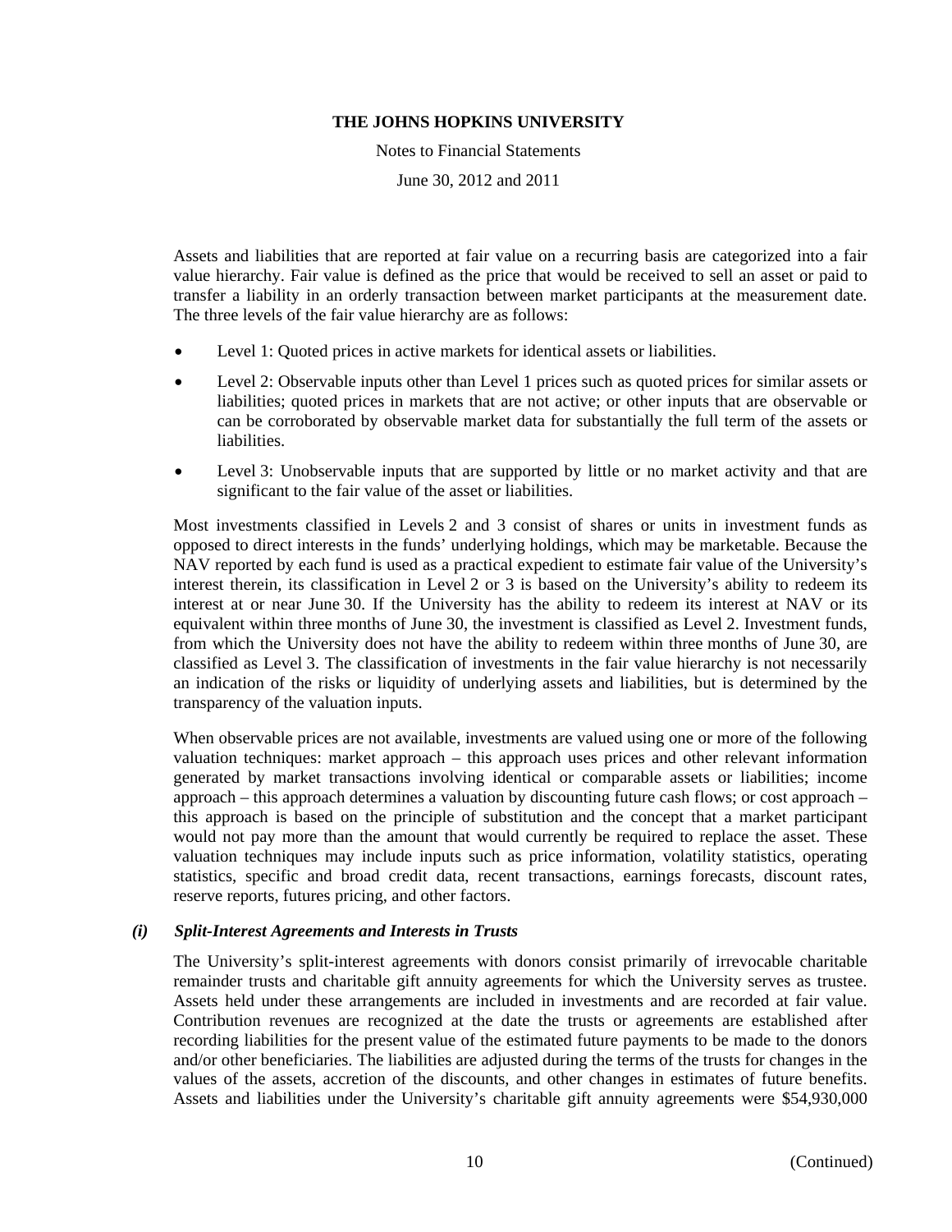Assets and liabilities that are reported at fair value on a recurring basis are categorized into a fair value hierarchy. Fair value is defined as the price that would be received to sell an asset or paid to transfer a liability in an orderly transaction between market participants at the measurement date. The three levels of the fair value hierarchy are as follows:

- Level 1: Quoted prices in active markets for identical assets or liabilities.
- Level 2: Observable inputs other than Level 1 prices such as quoted prices for similar assets or liabilities; quoted prices in markets that are not active; or other inputs that are observable or can be corroborated by observable market data for substantially the full term of the assets or liabilities.
- Level 3: Unobservable inputs that are supported by little or no market activity and that are significant to the fair value of the asset or liabilities.

Most investments classified in Levels 2 and 3 consist of shares or units in investment funds as opposed to direct interests in the funds' underlying holdings, which may be marketable. Because the NAV reported by each fund is used as a practical expedient to estimate fair value of the University's interest therein, its classification in Level 2 or 3 is based on the University's ability to redeem its interest at or near June 30. If the University has the ability to redeem its interest at NAV or its equivalent within three months of June 30, the investment is classified as Level 2. Investment funds, from which the University does not have the ability to redeem within three months of June 30, are classified as Level 3. The classification of investments in the fair value hierarchy is not necessarily an indication of the risks or liquidity of underlying assets and liabilities, but is determined by the transparency of the valuation inputs.

When observable prices are not available, investments are valued using one or more of the following valuation techniques: market approach – this approach uses prices and other relevant information generated by market transactions involving identical or comparable assets or liabilities; income approach – this approach determines a valuation by discounting future cash flows; or cost approach – this approach is based on the principle of substitution and the concept that a market participant would not pay more than the amount that would currently be required to replace the asset. These valuation techniques may include inputs such as price information, volatility statistics, operating statistics, specific and broad credit data, recent transactions, earnings forecasts, discount rates, reserve reports, futures pricing, and other factors.

### *(i) Split-Interest Agreements and Interests in Trusts*

The University's split-interest agreements with donors consist primarily of irrevocable charitable remainder trusts and charitable gift annuity agreements for which the University serves as trustee. Assets held under these arrangements are included in investments and are recorded at fair value. Contribution revenues are recognized at the date the trusts or agreements are established after recording liabilities for the present value of the estimated future payments to be made to the donors and/or other beneficiaries. The liabilities are adjusted during the terms of the trusts for changes in the values of the assets, accretion of the discounts, and other changes in estimates of future benefits. Assets and liabilities under the University's charitable gift annuity agreements were $54,930,000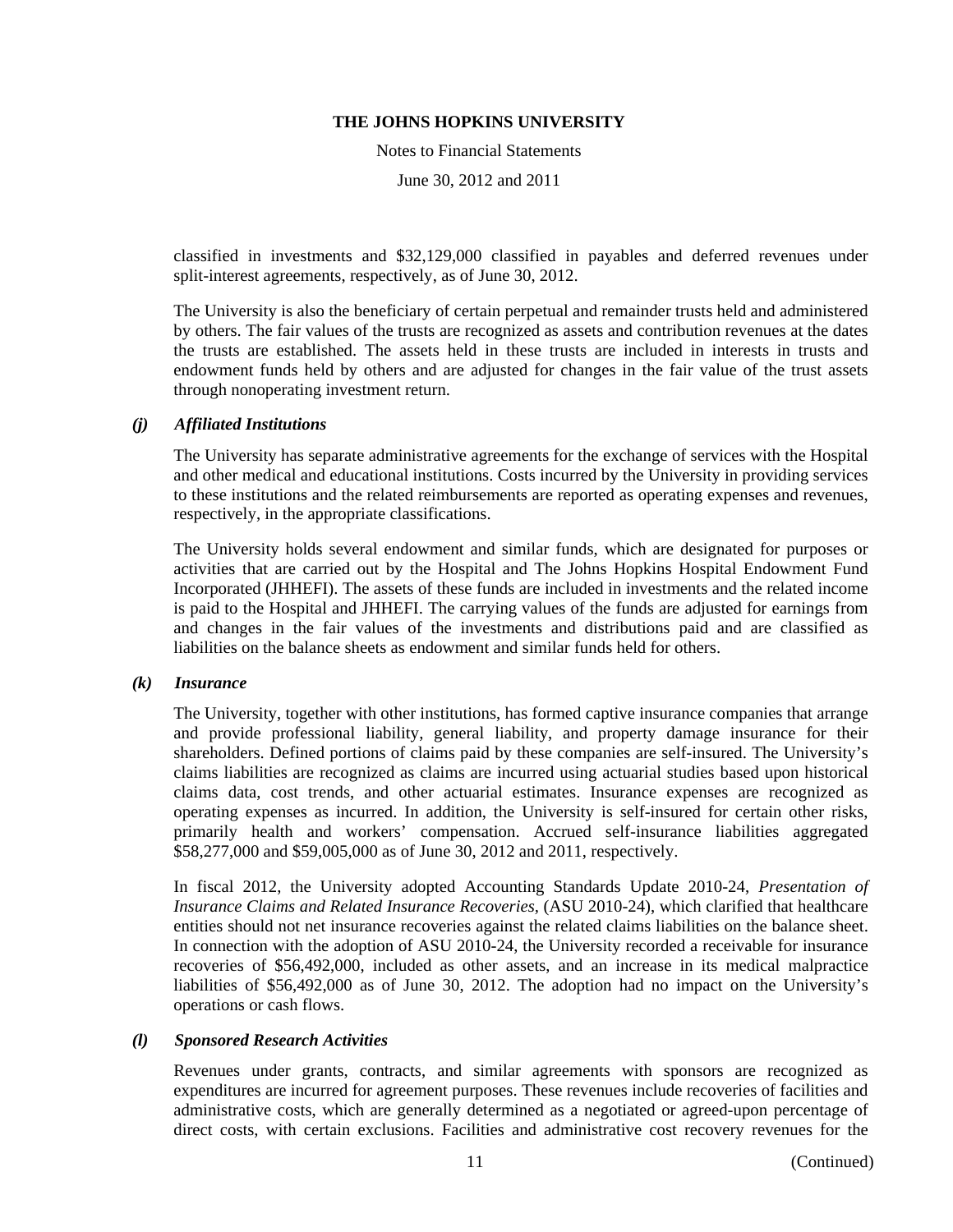classified in investments and $32,129,000 classified in payables and deferred revenues under split-interest agreements, respectively, as of June 30, 2012.

The University is also the beneficiary of certain perpetual and remainder trusts held and administered by others. The fair values of the trusts are recognized as assets and contribution revenues at the dates the trusts are established. The assets held in these trusts are included in interests in trusts and endowment funds held by others and are adjusted for changes in the fair value of the trust assets through nonoperating investment return.

### *(j) Affiliated Institutions*

The University has separate administrative agreements for the exchange of services with the Hospital and other medical and educational institutions. Costs incurred by the University in providing services to these institutions and the related reimbursements are reported as operating expenses and revenues, respectively, in the appropriate classifications.

The University holds several endowment and similar funds, which are designated for purposes or activities that are carried out by the Hospital and The Johns Hopkins Hospital Endowment Fund Incorporated (JHHEFI). The assets of these funds are included in investments and the related income is paid to the Hospital and JHHEFI. The carrying values of the funds are adjusted for earnings from and changes in the fair values of the investments and distributions paid and are classified as liabilities on the balance sheets as endowment and similar funds held for others.

### *(k) Insurance*

The University, together with other institutions, has formed captive insurance companies that arrange and provide professional liability, general liability, and property damage insurance for their shareholders. Defined portions of claims paid by these companies are self-insured. The University's claims liabilities are recognized as claims are incurred using actuarial studies based upon historical claims data, cost trends, and other actuarial estimates. Insurance expenses are recognized as operating expenses as incurred. In addition, the University is self-insured for certain other risks, primarily health and workers' compensation. Accrued self-insurance liabilities aggregated $58,277,000 and $59,005,000 as of June 30, 2012 and 2011, respectively.

In fiscal 2012, the University adopted Accounting Standards Update 2010-24, *Presentation of Insurance Claims and Related Insurance Recoveries,* (ASU 2010-24), which clarified that healthcare entities should not net insurance recoveries against the related claims liabilities on the balance sheet. In connection with the adoption of ASU 2010-24, the University recorded a receivable for insurance recoveries of $56,492,000, included as other assets, and an increase in its medical malpractice liabilities of $56,492,000 as of June 30, 2012. The adoption had no impact on the University's operations or cash flows.

### *(l) Sponsored Research Activities*

Revenues under grants, contracts, and similar agreements with sponsors are recognized as expenditures are incurred for agreement purposes. These revenues include recoveries of facilities and administrative costs, which are generally determined as a negotiated or agreed-upon percentage of direct costs, with certain exclusions. Facilities and administrative cost recovery revenues for the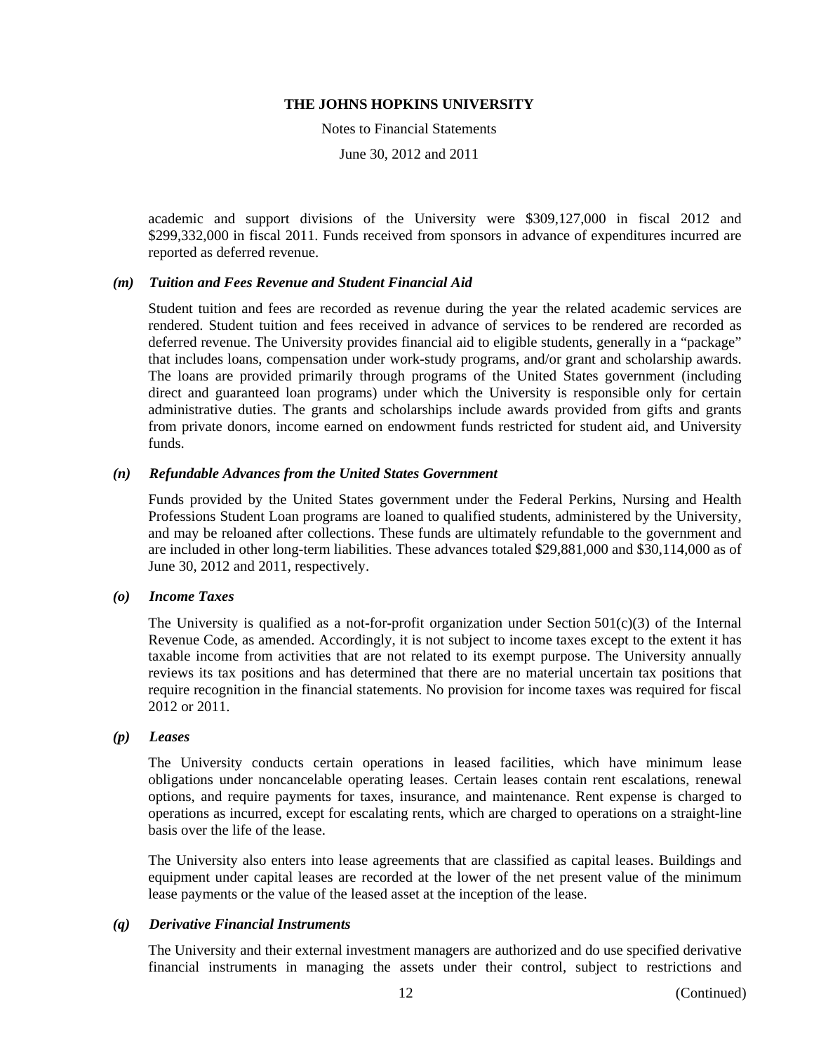academic and support divisions of the University were $309,127,000 in fiscal 2012 and $299,332,000 in fiscal 2011. Funds received from sponsors in advance of expenditures incurred are reported as deferred revenue.

### *(m) Tuition and Fees Revenue and Student Financial Aid*

Student tuition and fees are recorded as revenue during the year the related academic services are rendered. Student tuition and fees received in advance of services to be rendered are recorded as deferred revenue. The University provides financial aid to eligible students, generally in a "package" that includes loans, compensation under work-study programs, and/or grant and scholarship awards. The loans are provided primarily through programs of the United States government (including direct and guaranteed loan programs) under which the University is responsible only for certain administrative duties. The grants and scholarships include awards provided from gifts and grants from private donors, income earned on endowment funds restricted for student aid, and University funds.

### *(n) Refundable Advances from the United States Government*

Funds provided by the United States government under the Federal Perkins, Nursing and Health Professions Student Loan programs are loaned to qualified students, administered by the University, and may be reloaned after collections. These funds are ultimately refundable to the government and are included in other long-term liabilities. These advances totaled $29,881,000 and $30,114,000 as of June 30, 2012 and 2011, respectively.

### *(o) Income Taxes*

The University is qualified as a not-for-profit organization under Section 501(c)(3) of the Internal Revenue Code, as amended. Accordingly, it is not subject to income taxes except to the extent it has taxable income from activities that are not related to its exempt purpose. The University annually reviews its tax positions and has determined that there are no material uncertain tax positions that require recognition in the financial statements. No provision for income taxes was required for fiscal 2012 or 2011.

### *(p) Leases*

The University conducts certain operations in leased facilities, which have minimum lease obligations under noncancelable operating leases. Certain leases contain rent escalations, renewal options, and require payments for taxes, insurance, and maintenance. Rent expense is charged to operations as incurred, except for escalating rents, which are charged to operations on a straight-line basis over the life of the lease.

The University also enters into lease agreements that are classified as capital leases. Buildings and equipment under capital leases are recorded at the lower of the net present value of the minimum lease payments or the value of the leased asset at the inception of the lease.

### *(q) Derivative Financial Instruments*

The University and their external investment managers are authorized and do use specified derivative financial instruments in managing the assets under their control, subject to restrictions and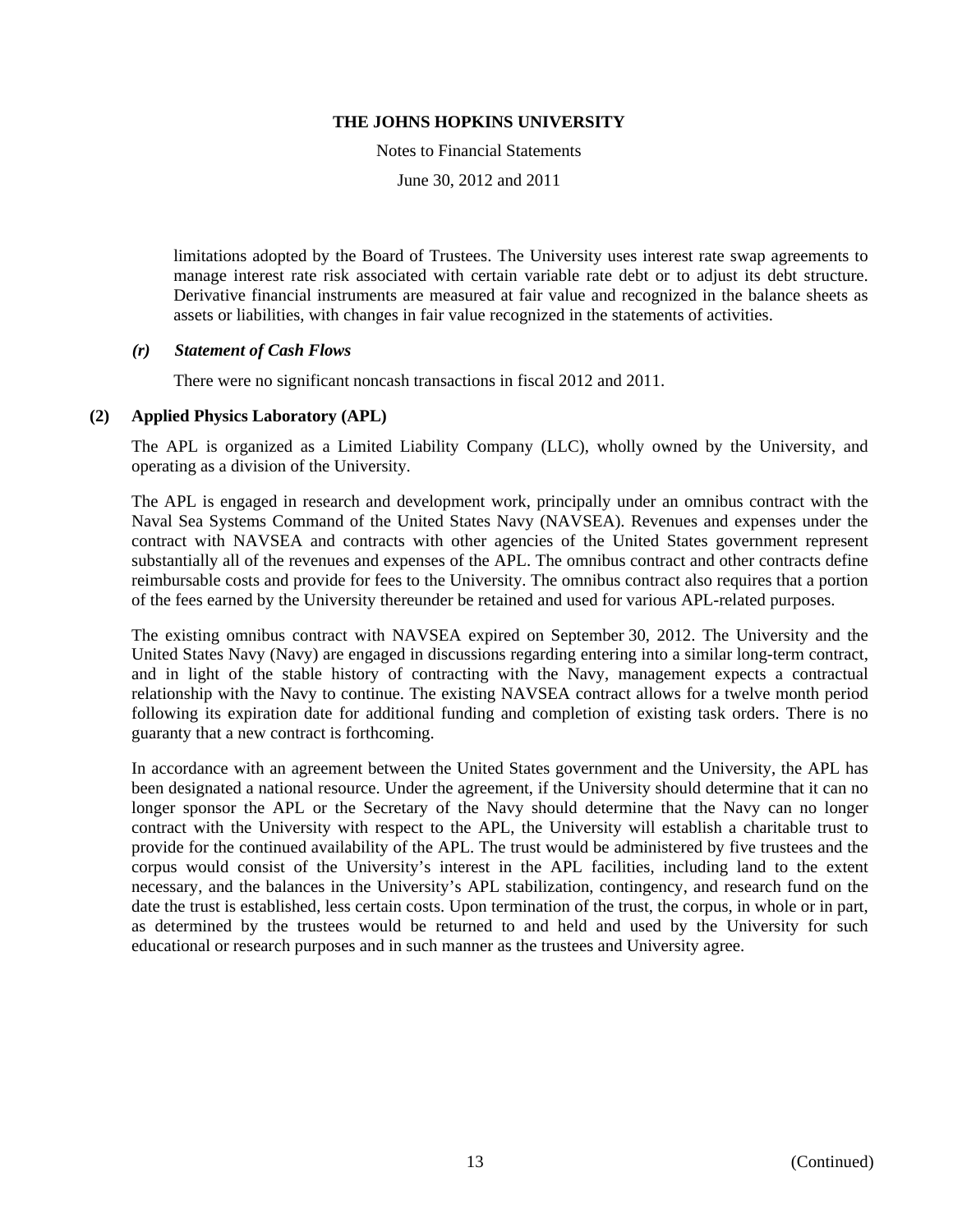limitations adopted by the Board of Trustees. The University uses interest rate swap agreements to manage interest rate risk associated with certain variable rate debt or to adjust its debt structure. Derivative financial instruments are measured at fair value and recognized in the balance sheets as assets or liabilities, with changes in fair value recognized in the statements of activities.

### *(r) Statement of Cash Flows*

There were no significant noncash transactions in fiscal 2012 and 2011.

## (2) Applied Physics Laboratory (APL)

The APL is organized as a Limited Liability Company (LLC), wholly owned by the University, and operating as a division of the University.

The APL is engaged in research and development work, principally under an omnibus contract with the Naval Sea Systems Command of the United States Navy (NAVSEA). Revenues and expenses under the contract with NAVSEA and contracts with other agencies of the United States government represent substantially all of the revenues and expenses of the APL. The omnibus contract and other contracts define reimbursable costs and provide for fees to the University. The omnibus contract also requires that a portion of the fees earned by the University thereunder be retained and used for various APL-related purposes.

The existing omnibus contract with NAVSEA expired on September 30, 2012. The University and the United States Navy (Navy) are engaged in discussions regarding entering into a similar long-term contract, and in light of the stable history of contracting with the Navy, management expects a contractual relationship with the Navy to continue. The existing NAVSEA contract allows for a twelve month period following its expiration date for additional funding and completion of existing task orders. There is no guaranty that a new contract is forthcoming.

In accordance with an agreement between the United States government and the University, the APL has been designated a national resource. Under the agreement, if the University should determine that it can no longer sponsor the APL or the Secretary of the Navy should determine that the Navy can no longer contract with the University with respect to the APL, the University will establish a charitable trust to provide for the continued availability of the APL. The trust would be administered by five trustees and the corpus would consist of the University's interest in the APL facilities, including land to the extent necessary, and the balances in the University's APL stabilization, contingency, and research fund on the date the trust is established, less certain costs. Upon termination of the trust, the corpus, in whole or in part, as determined by the trustees would be returned to and held and used by the University for such educational or research purposes and in such manner as the trustees and University agree.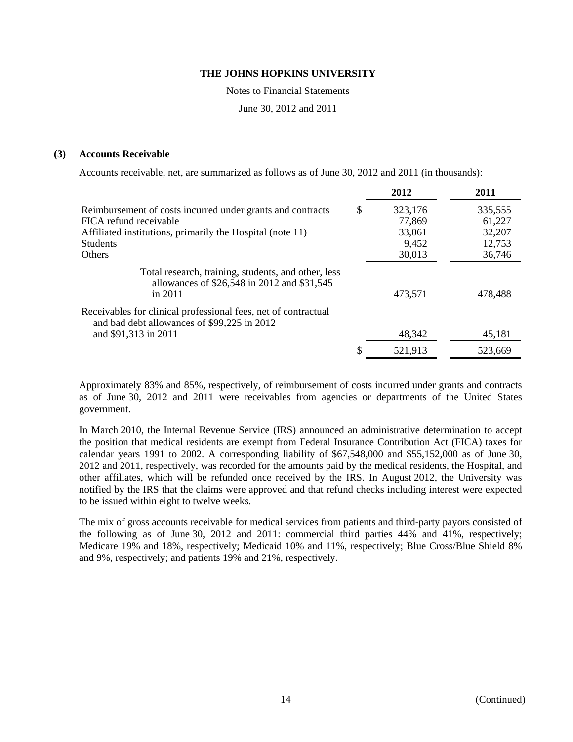**THE JOHNS HOPKINS UNIVERSITY**

Notes to Financial Statements

June 30, 2012 and 2011

## (3) Accounts Receivable

Accounts receivable, net, are summarized as follows as of June 30, 2012 and 2011 (in thousands):

| | 2012 | 2011 |
|---|---|---|
| Reimbursement of costs incurred under grants and contracts | $ 323,176 | 335,555 |
| FICA refund receivable | 77,869 | 61,227 |
| Affiliated institutions, primarily the Hospital (note 11) | 33,061 | 32,207 |
| Students | 9,452 | 12,753 |
| Others | 30,013 | 36,746 |
| Total research, training, students, and other, less allowances of $26,548 in 2012 and $31,545 in 2011 | 473,571 | 478,488 |
| Receivables for clinical professional fees, net of contractual and bad debt allowances of $99,225 in 2012 and $91,313 in 2011 | 48,342 | 45,181 |
| | $ 521,913 | 523,669 |

Approximately 83% and 85%, respectively, of reimbursement of costs incurred under grants and contracts as of June 30, 2012 and 2011 were receivables from agencies or departments of the United States government.

In March 2010, the Internal Revenue Service (IRS) announced an administrative determination to accept the position that medical residents are exempt from Federal Insurance Contribution Act (FICA) taxes for calendar years 1991 to 2002. A corresponding liability of $67,548,000 and $55,152,000 as of June 30, 2012 and 2011, respectively, was recorded for the amounts paid by the medical residents, the Hospital, and other affiliates, which will be refunded once received by the IRS. In August 2012, the University was notified by the IRS that the claims were approved and that refund checks including interest were expected to be issued within eight to twelve weeks.

The mix of gross accounts receivable for medical services from patients and third-party payors consisted of the following as of June 30, 2012 and 2011: commercial third parties 44% and 41%, respectively; Medicare 19% and 18%, respectively; Medicaid 10% and 11%, respectively; Blue Cross/Blue Shield 8% and 9%, respectively; and patients 19% and 21%, respectively.

(Continued)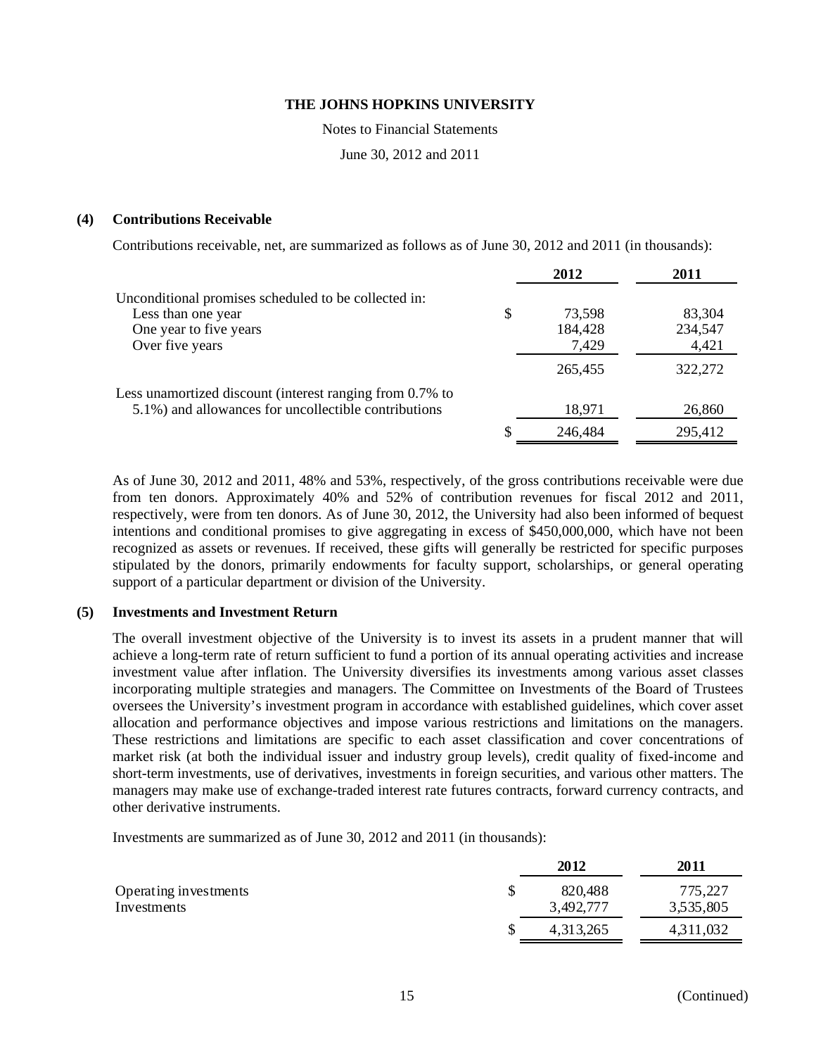**THE JOHNS HOPKINS UNIVERSITY**

Notes to Financial Statements

June 30, 2012 and 2011

## (4) Contributions Receivable

Contributions receivable, net, are summarized as follows as of June 30, 2012 and 2011 (in thousands):

| | 2012 | 2011 |
|---|---|---|
| Unconditional promises scheduled to be collected in: | | |
| Less than one year | $ 73,598 | 83,304 |
| One year to five years | 184,428 | 234,547 |
| Over five years | 7,429 | 4,421 |
| | 265,455 | 322,272 |
| Less unamortized discount (interest ranging from 0.7% to 5.1%) and allowances for uncollectible contributions | 18,971 | 26,860 |
| | $ 246,484 | 295,412 |

As of June 30, 2012 and 2011, 48% and 53%, respectively, of the gross contributions receivable were due from ten donors. Approximately 40% and 52% of contribution revenues for fiscal 2012 and 2011, respectively, were from ten donors. As of June 30, 2012, the University had also been informed of bequest intentions and conditional promises to give aggregating in excess of $450,000,000, which have not been recognized as assets or revenues. If received, these gifts will generally be restricted for specific purposes stipulated by the donors, primarily endowments for faculty support, scholarships, or general operating support of a particular department or division of the University.

## (5) Investments and Investment Return

The overall investment objective of the University is to invest its assets in a prudent manner that will achieve a long-term rate of return sufficient to fund a portion of its annual operating activities and increase investment value after inflation. The University diversifies its investments among various asset classes incorporating multiple strategies and managers. The Committee on Investments of the Board of Trustees oversees the University's investment program in accordance with established guidelines, which cover asset allocation and performance objectives and impose various restrictions and limitations on the managers. These restrictions and limitations are specific to each asset classification and cover concentrations of market risk (at both the individual issuer and industry group levels), credit quality of fixed-income and short-term investments, use of derivatives, investments in foreign securities, and various other matters. The managers may make use of exchange-traded interest rate futures contracts, forward currency contracts, and other derivative instruments.

Investments are summarized as of June 30, 2012 and 2011 (in thousands):

| | 2012 | 2011 |
|---|---|---|
| Operating investments | $ 820,488 | 775,227 |
| Investments | 3,492,777 | 3,535,805 |
| | $ 4,313,265 | 4,311,032 |

(Continued)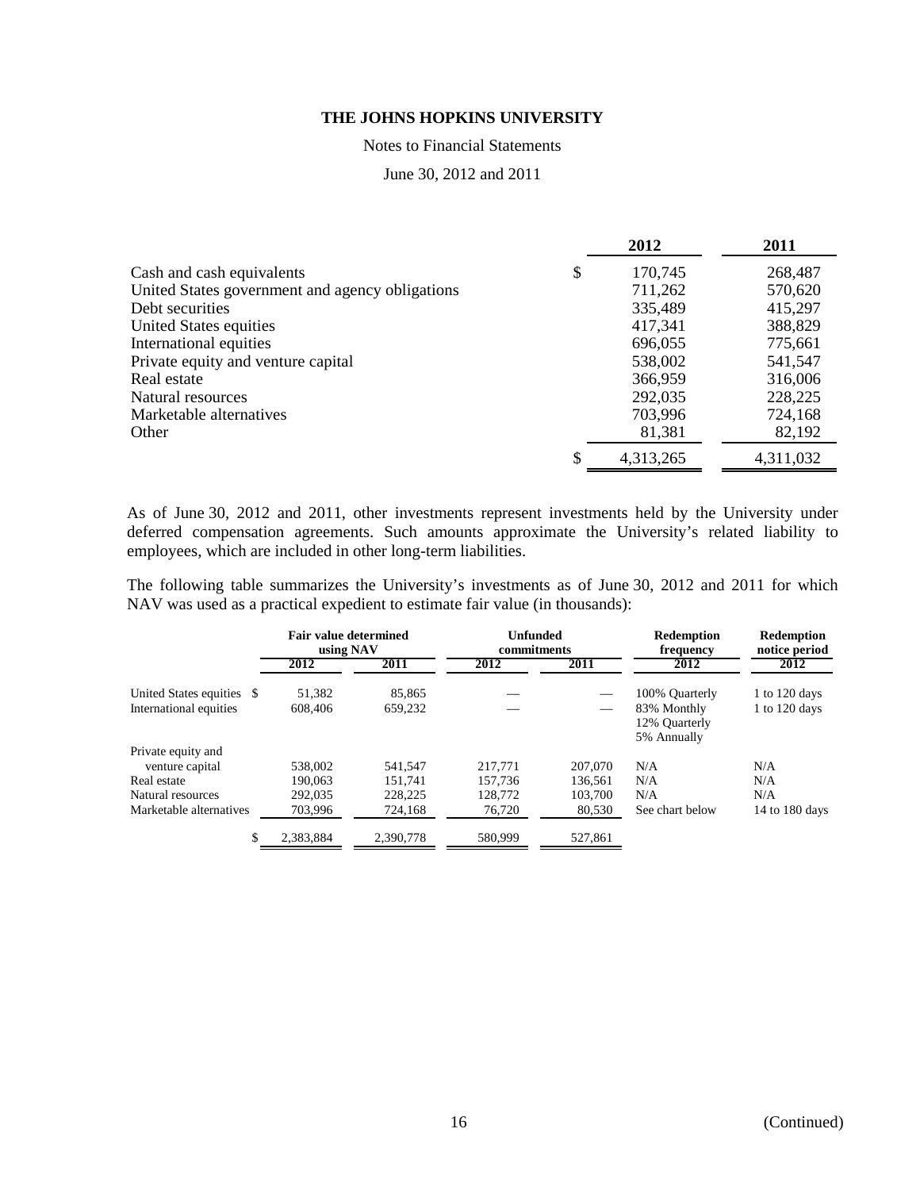**THE JOHNS HOPKINS UNIVERSITY**

Notes to Financial Statements

June 30, 2012 and 2011

| | | 2012 | 2011 |
|---|---|---|---|
| Cash and cash equivalents | $ | 170,745 | 268,487 |
| United States government and agency obligations | | 711,262 | 570,620 |
| Debt securities | | 335,489 | 415,297 |
| United States equities | | 417,341 | 388,829 |
| International equities | | 696,055 | 775,661 |
| Private equity and venture capital | | 538,002 | 541,547 |
| Real estate | | 366,959 | 316,006 |
| Natural resources | | 292,035 | 228,225 |
| Marketable alternatives | | 703,996 | 724,168 |
| Other | | 81,381 | 82,192 |
| | $ | 4,313,265 | 4,311,032 |

As of June 30, 2012 and 2011, other investments represent investments held by the University under deferred compensation agreements. Such amounts approximate the University's related liability to employees, which are included in other long-term liabilities.

The following table summarizes the University's investments as of June 30, 2012 and 2011 for which NAV was used as a practical expedient to estimate fair value (in thousands):

| | Fair value determined using NAV | | Unfunded commitments | | Redemption frequency | Redemption notice period |
|---|---|---|---|---|---|---|
| | 2012 | 2011 | 2012 | 2011 | 2012 | 2012 |
| United States equities | $ 51,382 | 85,865 | — | — | 100% Quarterly | 1 to 120 days |
| International equities | 608,406 | 659,232 | — | — | 83% Monthly<br>12% Quarterly<br>5% Annually | 1 to 120 days |
| Private equity and venture capital | 538,002 | 541,547 | 217,771 | 207,070 | N/A | N/A |
| Real estate | 190,063 | 151,741 | 157,736 | 136,561 | N/A | N/A |
| Natural resources | 292,035 | 228,225 | 128,772 | 103,700 | N/A | N/A |
| Marketable alternatives | 703,996 | 724,168 | 76,720 | 80,530 | See chart below | 14 to 180 days |
| | $ 2,383,884 | 2,390,778 | 580,999 | 527,861 | | |

(Continued)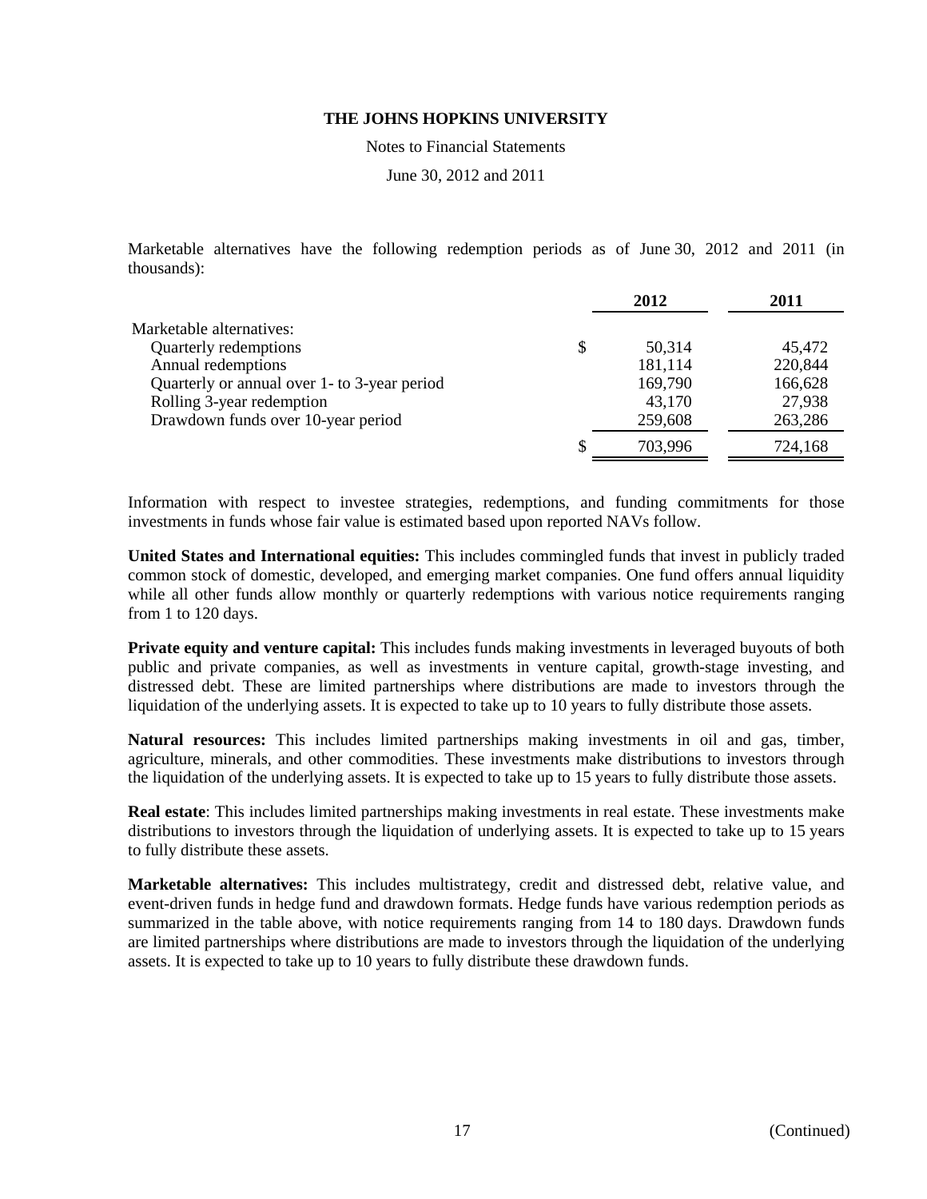Marketable alternatives have the following redemption periods as of June 30, 2012 and 2011 (in thousands):

| | 2012 | 2011 |
|---|---|---|
| Marketable alternatives: | | |
| Quarterly redemptions | $ 50,314 | 45,472 |
| Annual redemptions | 181,114 | 220,844 |
| Quarterly or annual over 1- to 3-year period | 169,790 | 166,628 |
| Rolling 3-year redemption | 43,170 | 27,938 |
| Drawdown funds over 10-year period | 259,608 | 263,286 |
| | $ 703,996 | 724,168 |

Information with respect to investee strategies, redemptions, and funding commitments for those investments in funds whose fair value is estimated based upon reported NAVs follow.

**United States and International equities:** This includes commingled funds that invest in publicly traded common stock of domestic, developed, and emerging market companies. One fund offers annual liquidity while all other funds allow monthly or quarterly redemptions with various notice requirements ranging from 1 to 120 days.

**Private equity and venture capital:** This includes funds making investments in leveraged buyouts of both public and private companies, as well as investments in venture capital, growth-stage investing, and distressed debt. These are limited partnerships where distributions are made to investors through the liquidation of the underlying assets. It is expected to take up to 10 years to fully distribute those assets.

**Natural resources:** This includes limited partnerships making investments in oil and gas, timber, agriculture, minerals, and other commodities. These investments make distributions to investors through the liquidation of the underlying assets. It is expected to take up to 15 years to fully distribute those assets.

**Real estate**: This includes limited partnerships making investments in real estate. These investments make distributions to investors through the liquidation of underlying assets. It is expected to take up to 15 years to fully distribute these assets.

**Marketable alternatives:** This includes multistrategy, credit and distressed debt, relative value, and event-driven funds in hedge fund and drawdown formats. Hedge funds have various redemption periods as summarized in the table above, with notice requirements ranging from 14 to 180 days. Drawdown funds are limited partnerships where distributions are made to investors through the liquidation of the underlying assets. It is expected to take up to 10 years to fully distribute these drawdown funds.

(Continued)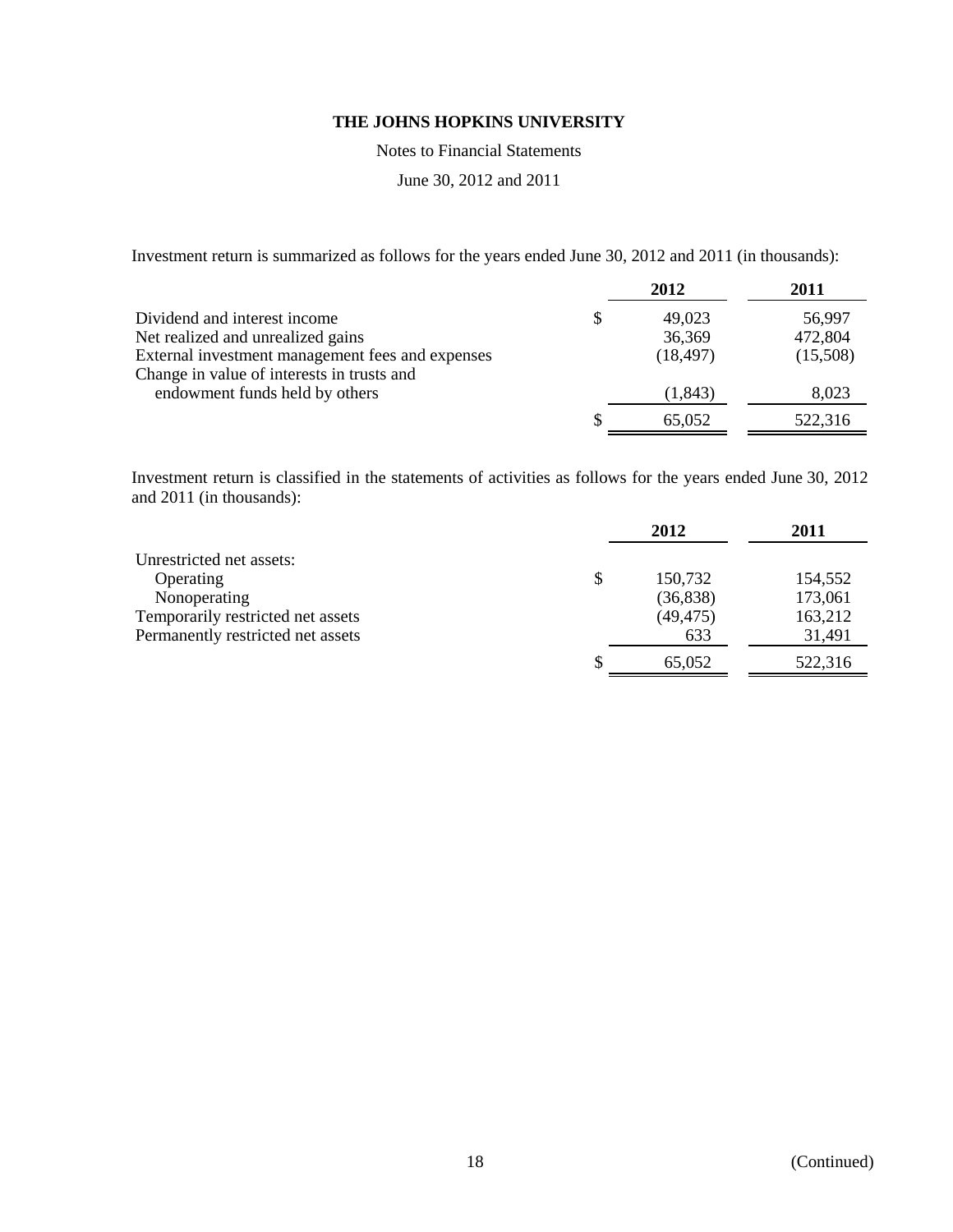Investment return is summarized as follows for the years ended June 30, 2012 and 2011 (in thousands):

| | 2012 | 2011 |
|---|---|---|
| Dividend and interest income | $ 49,023 | 56,997 |
| Net realized and unrealized gains | 36,369 | 472,804 |
| External investment management fees and expenses | (18,497) | (15,508) |
| Change in value of interests in trusts and endowment funds held by others | (1,843) | 8,023 |
| | $ 65,052 | 522,316 |

Investment return is classified in the statements of activities as follows for the years ended June 30, 2012 and 2011 (in thousands):

| | 2012 | 2011 |
|---|---|---|
| Unrestricted net assets: | | |
| Operating | $ 150,732 | 154,552 |
| Nonoperating | (36,838) | 173,061 |
| Temporarily restricted net assets | (49,475) | 163,212 |
| Permanently restricted net assets | 633 | 31,491 |
| | $ 65,052 | 522,316 |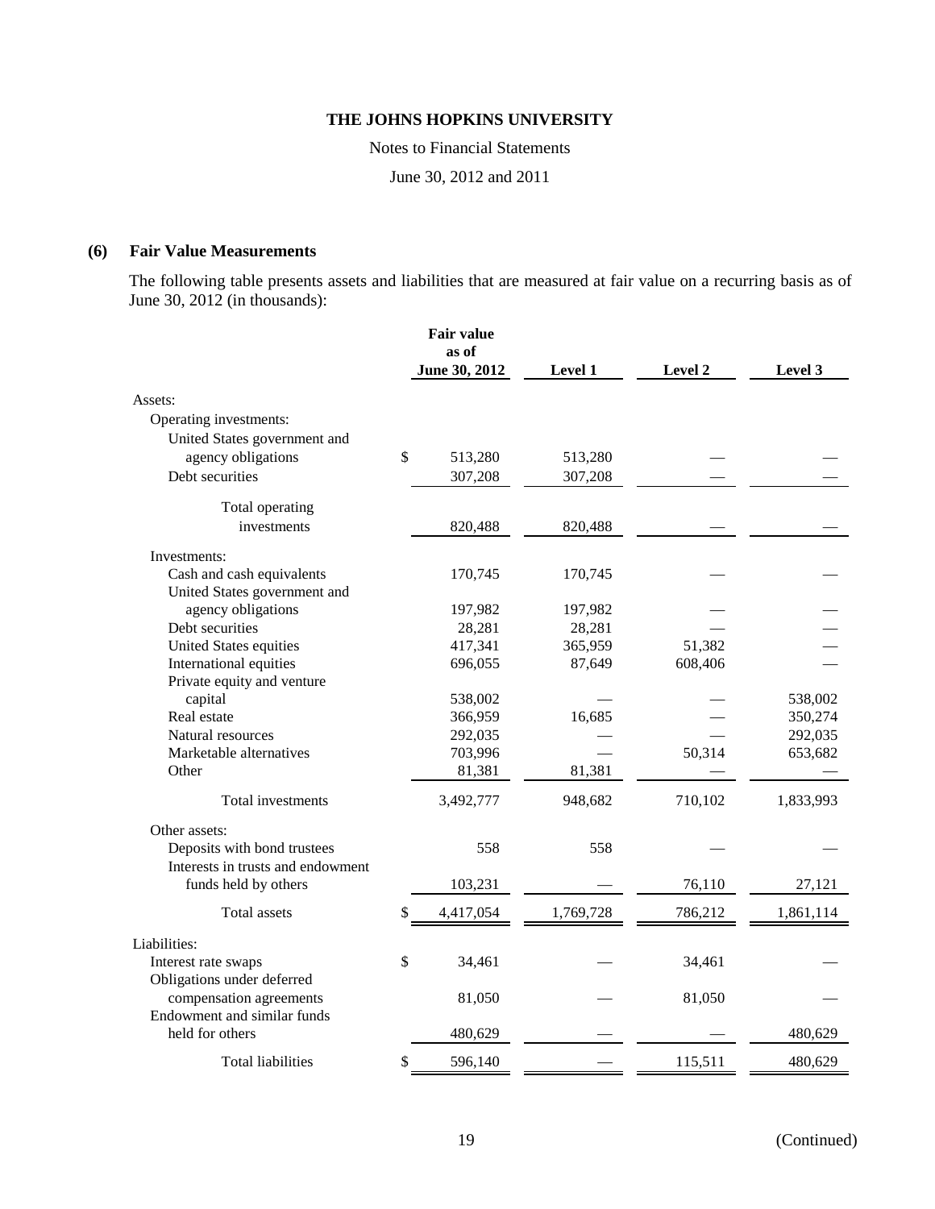**THE JOHNS HOPKINS UNIVERSITY**

Notes to Financial Statements

June 30, 2012 and 2011

## (6) Fair Value Measurements

The following table presents assets and liabilities that are measured at fair value on a recurring basis as of June 30, 2012 (in thousands):

| | Fair value as of June 30, 2012 | Level 1 | Level 2 | Level 3 |
|---|---|---|---|---|
| Assets: | | | | |
| Operating investments: | | | | |
| United States government and agency obligations | $ 513,280 | 513,280 | — | — |
| Debt securities | 307,208 | 307,208 | — | — |
| Total operating investments | 820,488 | 820,488 | — | — |
| Investments: | | | | |
| Cash and cash equivalents | 170,745 | 170,745 | — | — |
| United States government and agency obligations | 197,982 | 197,982 | — | — |
| Debt securities | 28,281 | 28,281 | — | — |
| United States equities | 417,341 | 365,959 | 51,382 | — |
| International equities | 696,055 | 87,649 | 608,406 | — |
| Private equity and venture capital | 538,002 | — | — | 538,002 |
| Real estate | 366,959 | 16,685 | — | 350,274 |
| Natural resources | 292,035 | — | — | 292,035 |
| Marketable alternatives | 703,996 | — | 50,314 | 653,682 |
| Other | 81,381 | 81,381 | — | — |
| Total investments | 3,492,777 | 948,682 | 710,102 | 1,833,993 |
| Other assets: | | | | |
| Deposits with bond trustees | 558 | 558 | — | — |
| Interests in trusts and endowment funds held by others | 103,231 | — | 76,110 | 27,121 |
| Total assets | $ 4,417,054 | 1,769,728 | 786,212 | 1,861,114 |
| Liabilities: | | | | |
| Interest rate swaps | $ 34,461 | — | 34,461 | — |
| Obligations under deferred compensation agreements | 81,050 | — | 81,050 | — |
| Endowment and similar funds held for others | 480,629 | — | — | 480,629 |
| Total liabilities | $ 596,140 | — | 115,511 | 480,629 |

(Continued)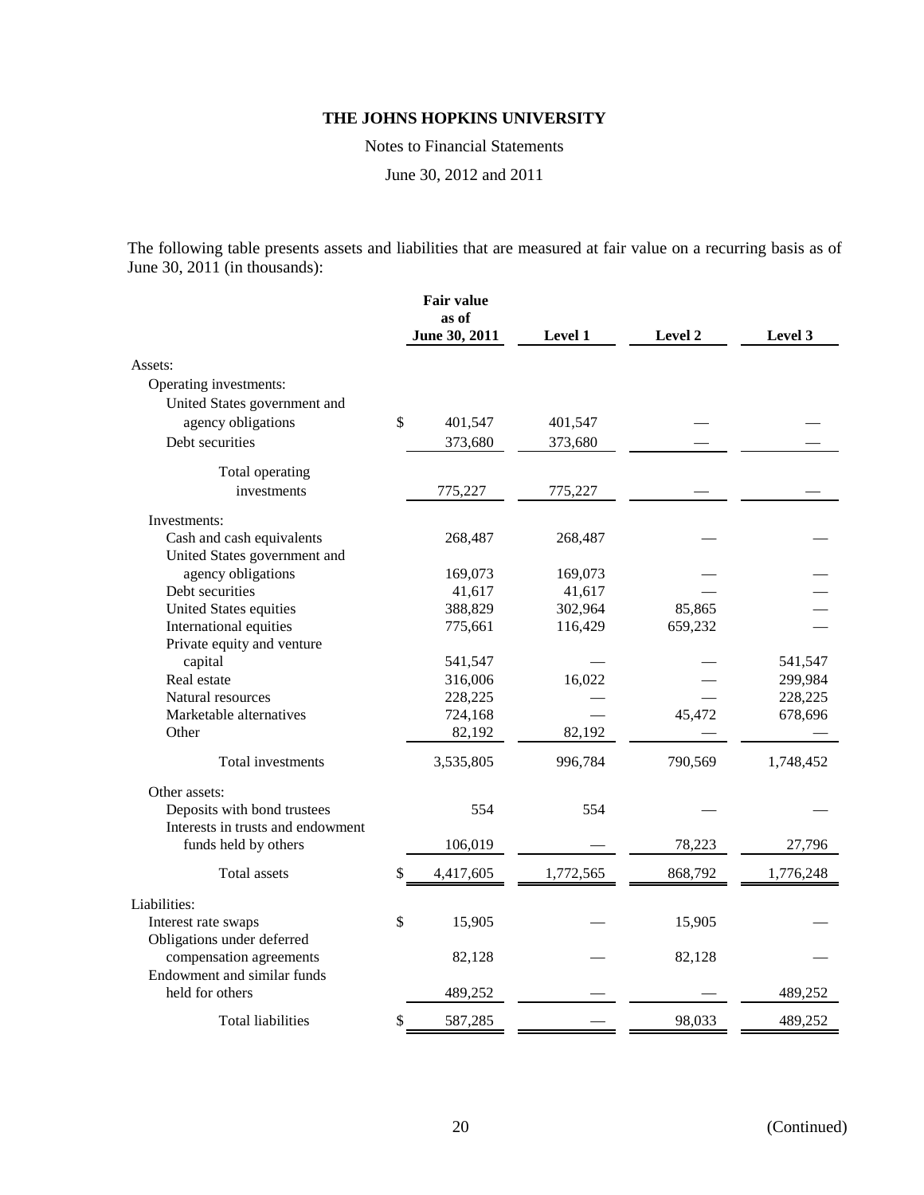# THE JOHNS HOPKINS UNIVERSITY

Notes to Financial Statements

June 30, 2012 and 2011

The following table presents assets and liabilities that are measured at fair value on a recurring basis as of June 30, 2011 (in thousands):

| | Fair value as of June 30, 2011 | Level 1 | Level 2 | Level 3 |
|---|---|---|---|---|
| Assets: | | | | |
| Operating investments: | | | | |
| United States government and agency obligations | $ 401,547 | 401,547 | — | — |
| Debt securities | 373,680 | 373,680 | — | — |
| Total operating investments | 775,227 | 775,227 | — | — |
| Investments: | | | | |
| Cash and cash equivalents | 268,487 | 268,487 | — | — |
| United States government and agency obligations | 169,073 | 169,073 | — | — |
| Debt securities | 41,617 | 41,617 | — | — |
| United States equities | 388,829 | 302,964 | 85,865 | — |
| International equities | 775,661 | 116,429 | 659,232 | — |
| Private equity and venture capital | 541,547 | — | — | 541,547 |
| Real estate | 316,006 | 16,022 | — | 299,984 |
| Natural resources | 228,225 | — | — | 228,225 |
| Marketable alternatives | 724,168 | — | 45,472 | 678,696 |
| Other | 82,192 | 82,192 | — | — |
| Total investments | 3,535,805 | 996,784 | 790,569 | 1,748,452 |
| Other assets: | | | | |
| Deposits with bond trustees | 554 | 554 | — | — |
| Interests in trusts and endowment funds held by others | 106,019 | — | 78,223 | 27,796 |
| Total assets | $ 4,417,605 | 1,772,565 | 868,792 | 1,776,248 |
| Liabilities: | | | | |
| Interest rate swaps | $ 15,905 | — | 15,905 | — |
| Obligations under deferred compensation agreements | 82,128 | — | 82,128 | — |
| Endowment and similar funds held for others | 489,252 | — | — | 489,252 |
| Total liabilities | $ 587,285 | — | 98,033 | 489,252 |

(Continued)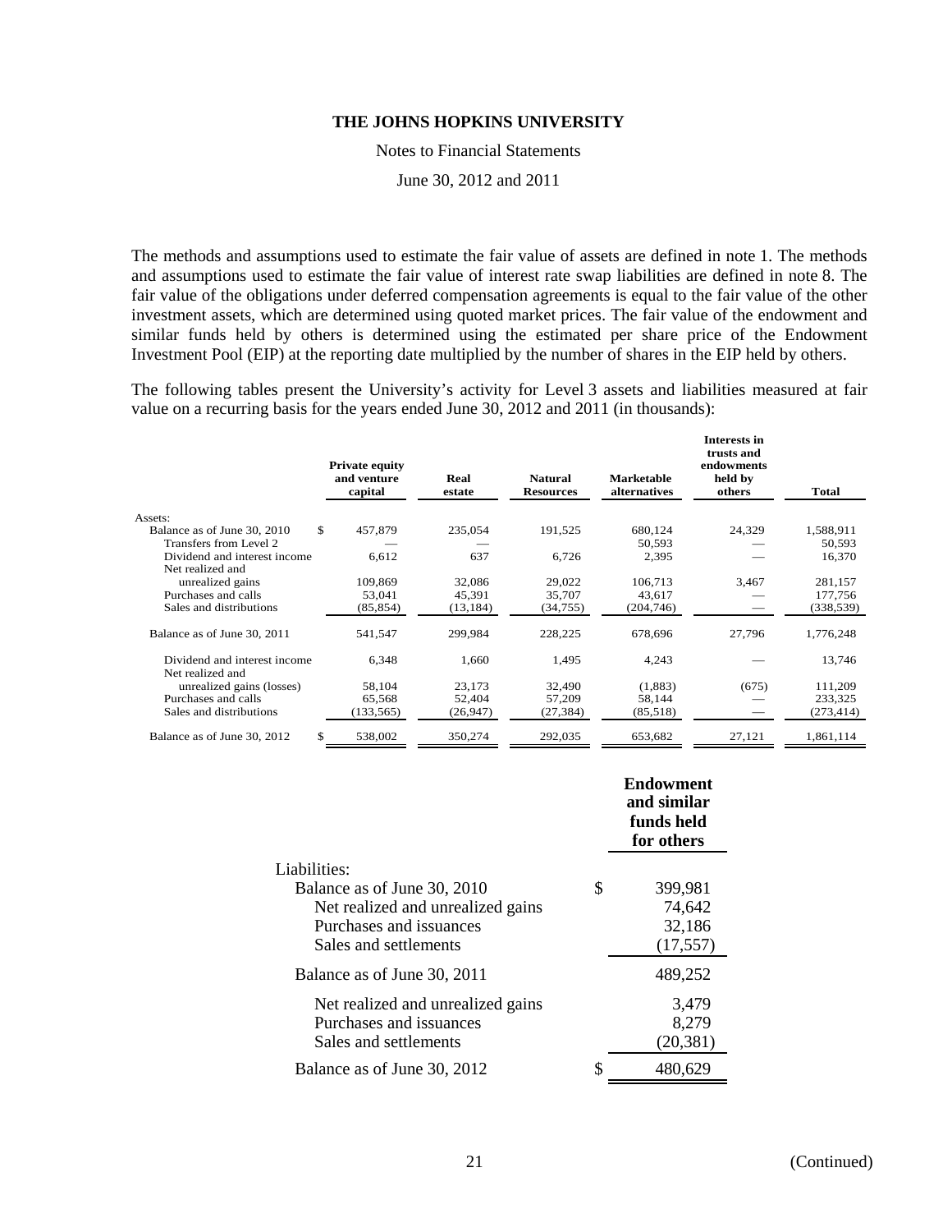The methods and assumptions used to estimate the fair value of assets are defined in note 1. The methods and assumptions used to estimate the fair value of interest rate swap liabilities are defined in note 8. The fair value of the obligations under deferred compensation agreements is equal to the fair value of the other investment assets, which are determined using quoted market prices. The fair value of the endowment and similar funds held by others is determined using the estimated per share price of the Endowment Investment Pool (EIP) at the reporting date multiplied by the number of shares in the EIP held by others.

The following tables present the University's activity for Level 3 assets and liabilities measured at fair value on a recurring basis for the years ended June 30, 2012 and 2011 (in thousands):

| | Private equity and venture capital | Real estate | Natural Resources | Marketable alternatives | Interests in trusts and endowments held by others | Total |
|---|---|---|---|---|---|---|
| Assets: | | | | | | |
| Balance as of June 30, 2010 | $ 457,879 | 235,054 | 191,525 | 680,124 | 24,329 | 1,588,911 |
| Transfers from Level 2 | — | — | | 50,593 | — | 50,593 |
| Dividend and interest income | 6,612 | 637 | 6,726 | 2,395 | — | 16,370 |
| Net realized and unrealized gains | 109,869 | 32,086 | 29,022 | 106,713 | 3,467 | 281,157 |
| Purchases and calls | 53,041 | 45,391 | 35,707 | 43,617 | — | 177,756 |
| Sales and distributions | (85,854) | (13,184) | (34,755) | (204,746) | — | (338,539) |
| Balance as of June 30, 2011 | 541,547 | 299,984 | 228,225 | 678,696 | 27,796 | 1,776,248 |
| Dividend and interest income | 6,348 | 1,660 | 1,495 | 4,243 | — | 13,746 |
| Net realized and unrealized gains (losses) | 58,104 | 23,173 | 32,490 | (1,883) | (675) | 111,209 |
| Purchases and calls | 65,568 | 52,404 | 57,209 | 58,144 | — | 233,325 |
| Sales and distributions | (133,565) | (26,947) | (27,384) | (85,518) | — | (273,414) |
| Balance as of June 30, 2012 | $ 538,002 | 350,274 | 292,035 | 653,682 | 27,121 | 1,861,114 |

| | Endowment and similar funds held for others |
|---|---|
| Liabilities: | |
| Balance as of June 30, 2010 | $ 399,981 |
| Net realized and unrealized gains | 74,642 |
| Purchases and issuances | 32,186 |
| Sales and settlements | (17,557) |
| Balance as of June 30, 2011 | 489,252 |
| Net realized and unrealized gains | 3,479 |
| Purchases and issuances | 8,279 |
| Sales and settlements | (20,381) |
| Balance as of June 30, 2012 | $ 480,629 |

(Continued)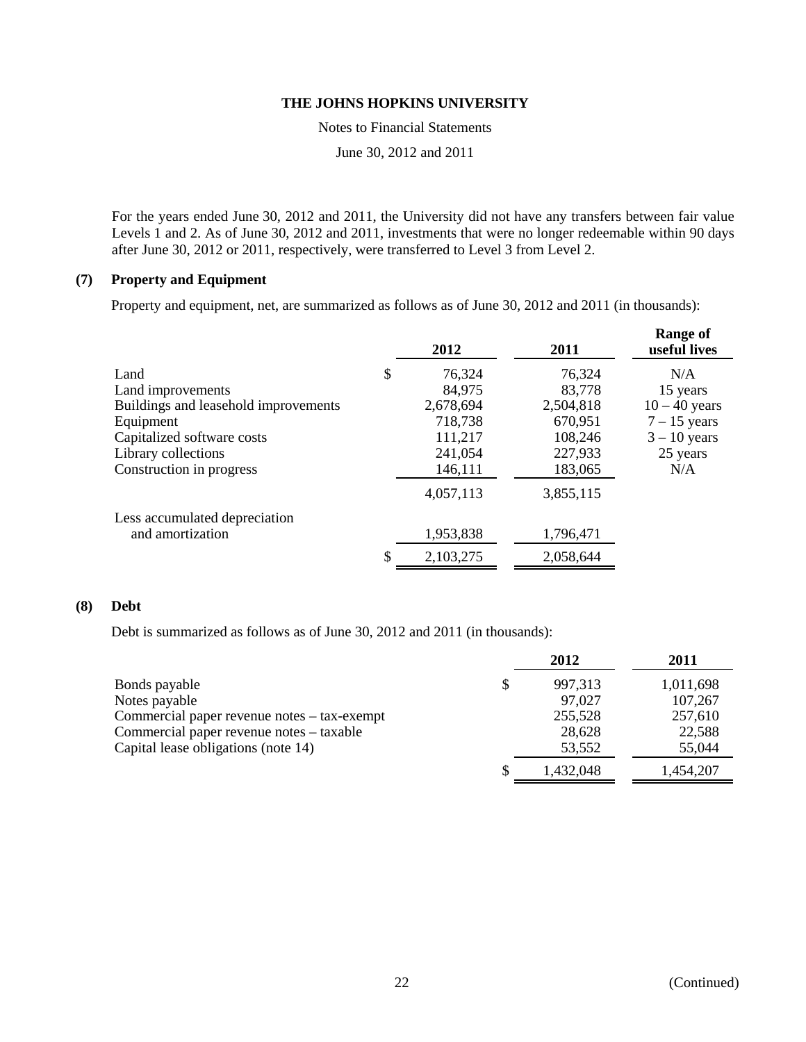For the years ended June 30, 2012 and 2011, the University did not have any transfers between fair value Levels 1 and 2. As of June 30, 2012 and 2011, investments that were no longer redeemable within 90 days after June 30, 2012 or 2011, respectively, were transferred to Level 3 from Level 2.

## (7) Property and Equipment

Property and equipment, net, are summarized as follows as of June 30, 2012 and 2011 (in thousands):

| | 2012 | 2011 | Range of useful lives |
|---|---|---|---|
| Land | $ 76,324 | 76,324 | N/A |
| Land improvements | 84,975 | 83,778 | 15 years |
| Buildings and leasehold improvements | 2,678,694 | 2,504,818 | 10 – 40 years |
| Equipment | 718,738 | 670,951 | 7 – 15 years |
| Capitalized software costs | 111,217 | 108,246 | 3 – 10 years |
| Library collections | 241,054 | 227,933 | 25 years |
| Construction in progress | 146,111 | 183,065 | N/A |
| | 4,057,113 | 3,855,115 | |
| Less accumulated depreciation and amortization | 1,953,838 | 1,796,471 | |
| | $ 2,103,275 | 2,058,644 | |

## (8) Debt

Debt is summarized as follows as of June 30, 2012 and 2011 (in thousands):

| | 2012 | 2011 |
|---|---|---|
| Bonds payable | $ 997,313 | 1,011,698 |
| Notes payable | 97,027 | 107,267 |
| Commercial paper revenue notes – tax-exempt | 255,528 | 257,610 |
| Commercial paper revenue notes – taxable | 28,628 | 22,588 |
| Capital lease obligations (note 14) | 53,552 | 55,044 |
| | $ 1,432,048 | 1,454,207 |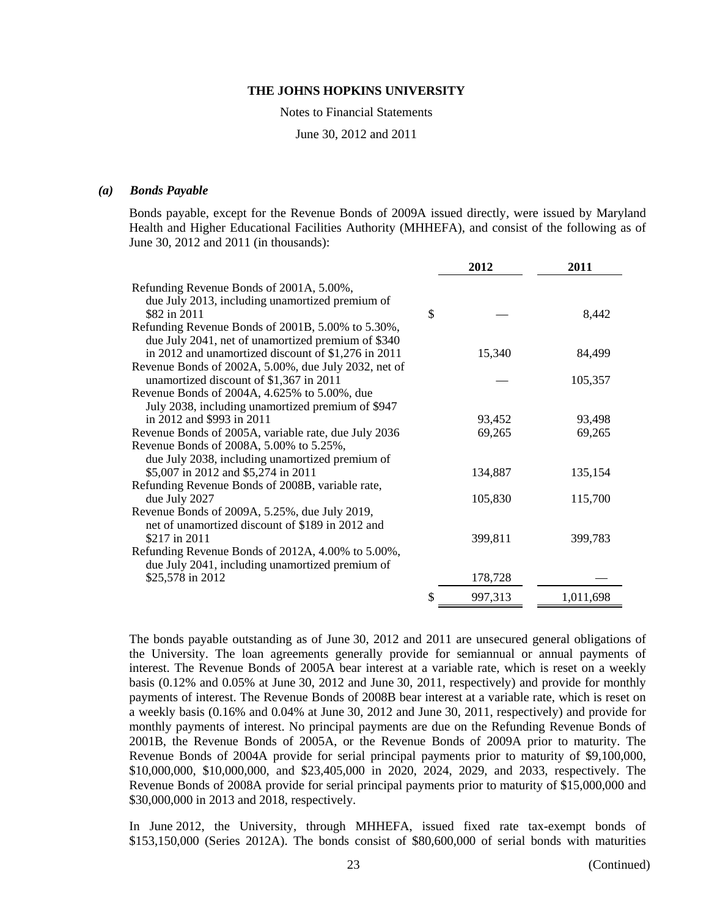#### *(a) Bonds Payable*

Bonds payable, except for the Revenue Bonds of 2009A issued directly, were issued by Maryland Health and Higher Educational Facilities Authority (MHHEFA), and consist of the following as of June 30, 2012 and 2011 (in thousands):

| | 2012 | 2011 |
|---|---|---|
| Refunding Revenue Bonds of 2001A, 5.00%, due July 2013, including unamortized premium of $82 in 2011 | $ — | 8,442 |
| Refunding Revenue Bonds of 2001B, 5.00% to 5.30%, due July 2041, net of unamortized premium of $340 in 2012 and unamortized discount of $1,276 in 2011 | 15,340 | 84,499 |
| Revenue Bonds of 2002A, 5.00%, due July 2032, net of unamortized discount of $1,367 in 2011 | — | 105,357 |
| Revenue Bonds of 2004A, 4.625% to 5.00%, due July 2038, including unamortized premium of $947 in 2012 and $993 in 2011 | 93,452 | 93,498 |
| Revenue Bonds of 2005A, variable rate, due July 2036 | 69,265 | 69,265 |
| Revenue Bonds of 2008A, 5.00% to 5.25%, due July 2038, including unamortized premium of $5,007 in 2012 and $5,274 in 2011 | 134,887 | 135,154 |
| Refunding Revenue Bonds of 2008B, variable rate, due July 2027 | 105,830 | 115,700 |
| Revenue Bonds of 2009A, 5.25%, due July 2019, net of unamortized discount of $189 in 2012 and $217 in 2011 | 399,811 | 399,783 |
| Refunding Revenue Bonds of 2012A, 4.00% to 5.00%, due July 2041, including unamortized premium of $25,578 in 2012 | 178,728 | — |
| | $ 997,313 | 1,011,698 |

The bonds payable outstanding as of June 30, 2012 and 2011 are unsecured general obligations of the University. The loan agreements generally provide for semiannual or annual payments of interest. The Revenue Bonds of 2005A bear interest at a variable rate, which is reset on a weekly basis (0.12% and 0.05% at June 30, 2012 and June 30, 2011, respectively) and provide for monthly payments of interest. The Revenue Bonds of 2008B bear interest at a variable rate, which is reset on a weekly basis (0.16% and 0.04% at June 30, 2012 and June 30, 2011, respectively) and provide for monthly payments of interest. No principal payments are due on the Refunding Revenue Bonds of 2001B, the Revenue Bonds of 2005A, or the Revenue Bonds of 2009A prior to maturity. The Revenue Bonds of 2004A provide for serial principal payments prior to maturity of $9,100,000, $10,000,000, $10,000,000, and $23,405,000 in 2020, 2024, 2029, and 2033, respectively. The Revenue Bonds of 2008A provide for serial principal payments prior to maturity of $15,000,000 and $30,000,000 in 2013 and 2018, respectively.

In June 2012, the University, through MHHEFA, issued fixed rate tax-exempt bonds of $153,150,000 (Series 2012A). The bonds consist of $80,600,000 of serial bonds with maturities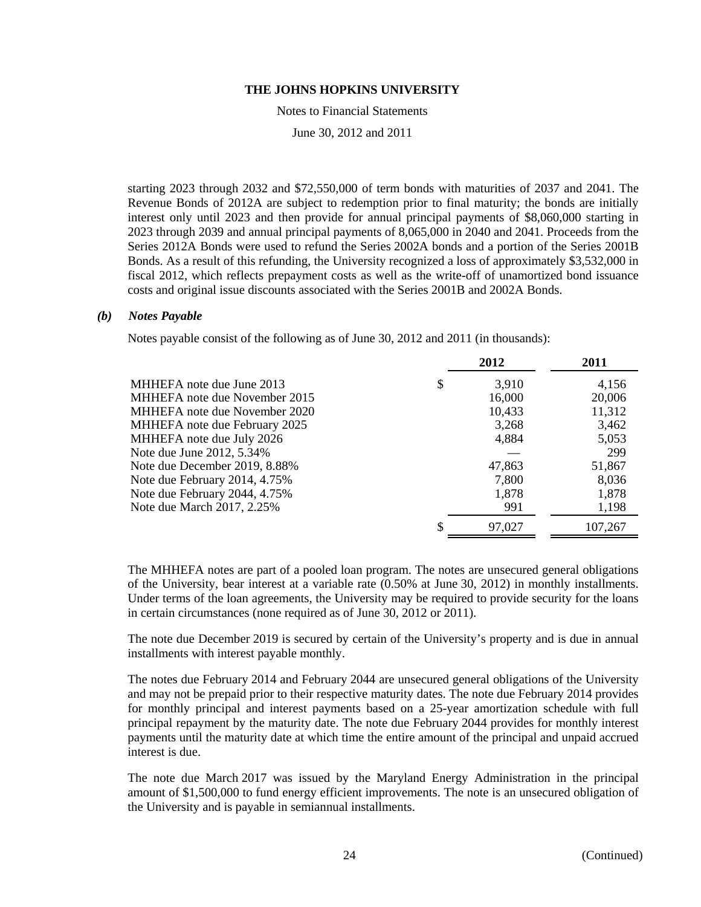starting 2023 through 2032 and $72,550,000 of term bonds with maturities of 2037 and 2041. The Revenue Bonds of 2012A are subject to redemption prior to final maturity; the bonds are initially interest only until 2023 and then provide for annual principal payments of $8,060,000 starting in 2023 through 2039 and annual principal payments of 8,065,000 in 2040 and 2041. Proceeds from the Series 2012A Bonds were used to refund the Series 2002A bonds and a portion of the Series 2001B Bonds. As a result of this refunding, the University recognized a loss of approximately $3,532,000 in fiscal 2012, which reflects prepayment costs as well as the write-off of unamortized bond issuance costs and original issue discounts associated with the Series 2001B and 2002A Bonds.

### *(b) Notes Payable*

Notes payable consist of the following as of June 30, 2012 and 2011 (in thousands):

| | 2012 | 2011 |
|---|---|---|
| MHHEFA note due June 2013 | $ 3,910 | 4,156 |
| MHHEFA note due November 2015 | 16,000 | 20,006 |
| MHHEFA note due November 2020 | 10,433 | 11,312 |
| MHHEFA note due February 2025 | 3,268 | 3,462 |
| MHHEFA note due July 2026 | 4,884 | 5,053 |
| Note due June 2012, 5.34% | — | 299 |
| Note due December 2019, 8.88% | 47,863 | 51,867 |
| Note due February 2014, 4.75% | 7,800 | 8,036 |
| Note due February 2044, 4.75% | 1,878 | 1,878 |
| Note due March 2017, 2.25% | 991 | 1,198 |
| | $ 97,027 | 107,267 |

The MHHEFA notes are part of a pooled loan program. The notes are unsecured general obligations of the University, bear interest at a variable rate (0.50% at June 30, 2012) in monthly installments. Under terms of the loan agreements, the University may be required to provide security for the loans in certain circumstances (none required as of June 30, 2012 or 2011).

The note due December 2019 is secured by certain of the University's property and is due in annual installments with interest payable monthly.

The notes due February 2014 and February 2044 are unsecured general obligations of the University and may not be prepaid prior to their respective maturity dates. The note due February 2014 provides for monthly principal and interest payments based on a 25-year amortization schedule with full principal repayment by the maturity date. The note due February 2044 provides for monthly interest payments until the maturity date at which time the entire amount of the principal and unpaid accrued interest is due.

The note due March 2017 was issued by the Maryland Energy Administration in the principal amount of $1,500,000 to fund energy efficient improvements. The note is an unsecured obligation of the University and is payable in semiannual installments.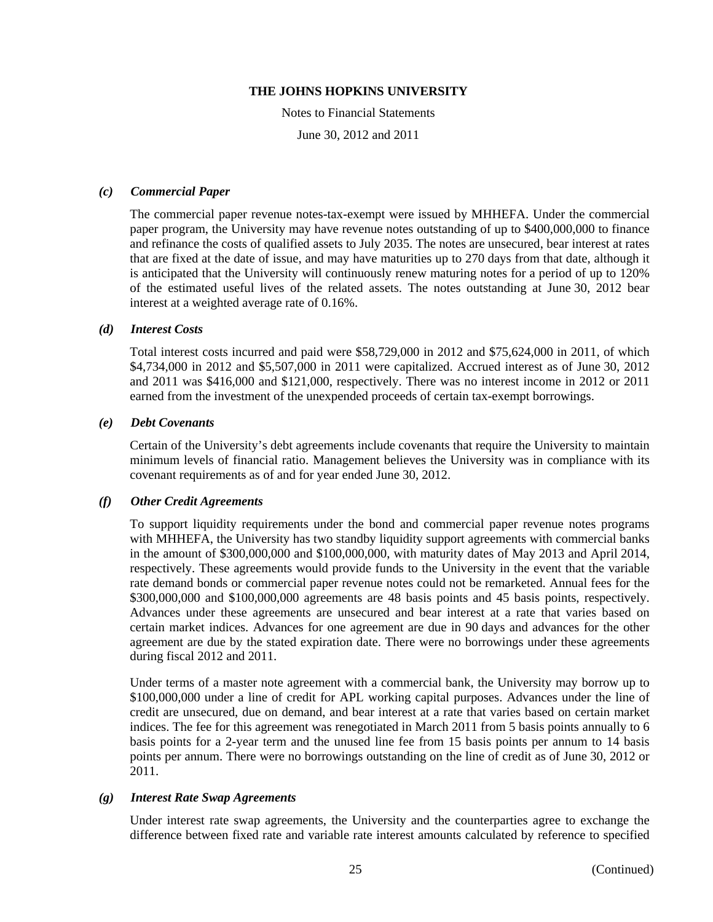### *(c) Commercial Paper*

The commercial paper revenue notes-tax-exempt were issued by MHHEFA. Under the commercial paper program, the University may have revenue notes outstanding of up to $400,000,000 to finance and refinance the costs of qualified assets to July 2035. The notes are unsecured, bear interest at rates that are fixed at the date of issue, and may have maturities up to 270 days from that date, although it is anticipated that the University will continuously renew maturing notes for a period of up to 120% of the estimated useful lives of the related assets. The notes outstanding at June 30, 2012 bear interest at a weighted average rate of 0.16%.

### *(d) Interest Costs*

Total interest costs incurred and paid were $58,729,000 in 2012 and $75,624,000 in 2011, of which $4,734,000 in 2012 and $5,507,000 in 2011 were capitalized. Accrued interest as of June 30, 2012 and 2011 was $416,000 and $121,000, respectively. There was no interest income in 2012 or 2011 earned from the investment of the unexpended proceeds of certain tax-exempt borrowings.

### *(e) Debt Covenants*

Certain of the University's debt agreements include covenants that require the University to maintain minimum levels of financial ratio. Management believes the University was in compliance with its covenant requirements as of and for year ended June 30, 2012.

### *(f) Other Credit Agreements*

To support liquidity requirements under the bond and commercial paper revenue notes programs with MHHEFA, the University has two standby liquidity support agreements with commercial banks in the amount of $300,000,000 and $100,000,000, with maturity dates of May 2013 and April 2014, respectively. These agreements would provide funds to the University in the event that the variable rate demand bonds or commercial paper revenue notes could not be remarketed. Annual fees for the $300,000,000 and $100,000,000 agreements are 48 basis points and 45 basis points, respectively. Advances under these agreements are unsecured and bear interest at a rate that varies based on certain market indices. Advances for one agreement are due in 90 days and advances for the other agreement are due by the stated expiration date. There were no borrowings under these agreements during fiscal 2012 and 2011.

Under terms of a master note agreement with a commercial bank, the University may borrow up to $100,000,000 under a line of credit for APL working capital purposes. Advances under the line of credit are unsecured, due on demand, and bear interest at a rate that varies based on certain market indices. The fee for this agreement was renegotiated in March 2011 from 5 basis points annually to 6 basis points for a 2-year term and the unused line fee from 15 basis points per annum to 14 basis points per annum. There were no borrowings outstanding on the line of credit as of June 30, 2012 or 2011.

### *(g) Interest Rate Swap Agreements*

Under interest rate swap agreements, the University and the counterparties agree to exchange the difference between fixed rate and variable rate interest amounts calculated by reference to specified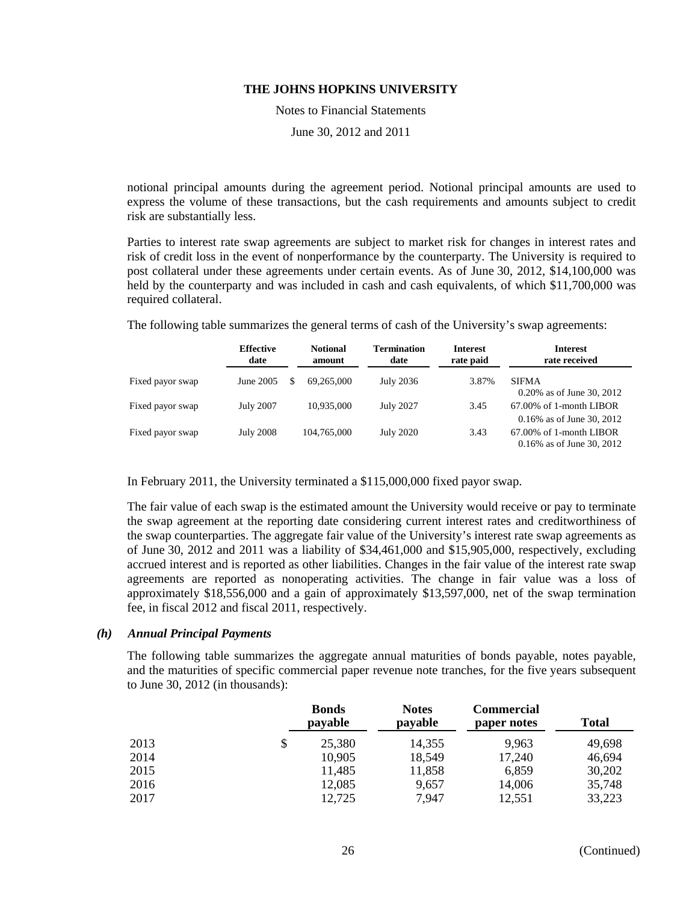notional principal amounts during the agreement period. Notional principal amounts are used to express the volume of these transactions, but the cash requirements and amounts subject to credit risk are substantially less.

Parties to interest rate swap agreements are subject to market risk for changes in interest rates and risk of credit loss in the event of nonperformance by the counterparty. The University is required to post collateral under these agreements under certain events. As of June 30, 2012, $14,100,000 was held by the counterparty and was included in cash and cash equivalents, of which $11,700,000 was required collateral.

The following table summarizes the general terms of cash of the University's swap agreements:

| | Effective date | Notional amount | Termination date | Interest rate paid | Interest rate received |
|---|---|---|---|---|---|
| Fixed payor swap | June 2005 | $ 69,265,000 | July 2036 | 3.87% | SIFMA<br>0.20% as of June 30, 2012 |
| Fixed payor swap | July 2007 | 10,935,000 | July 2027 | 3.45 | 67.00% of 1-month LIBOR<br>0.16% as of June 30, 2012 |
| Fixed payor swap | July 2008 | 104,765,000 | July 2020 | 3.43 | 67.00% of 1-month LIBOR<br>0.16% as of June 30, 2012 |

In February 2011, the University terminated a $115,000,000 fixed payor swap.

The fair value of each swap is the estimated amount the University would receive or pay to terminate the swap agreement at the reporting date considering current interest rates and creditworthiness of the swap counterparties. The aggregate fair value of the University's interest rate swap agreements as of June 30, 2012 and 2011 was a liability of $34,461,000 and $15,905,000, respectively, excluding accrued interest and is reported as other liabilities. Changes in the fair value of the interest rate swap agreements are reported as nonoperating activities. The change in fair value was a loss of approximately $18,556,000 and a gain of approximately $13,597,000, net of the swap termination fee, in fiscal 2012 and fiscal 2011, respectively.

### *(h) Annual Principal Payments*

The following table summarizes the aggregate annual maturities of bonds payable, notes payable, and the maturities of specific commercial paper revenue note tranches, for the five years subsequent to June 30, 2012 (in thousands):

| | Bonds payable | Notes payable | Commercial paper notes | Total |
|---|---|---|---|---|
| 2013 | $ 25,380 | 14,355 | 9,963 | 49,698 |
| 2014 | 10,905 | 18,549 | 17,240 | 46,694 |
| 2015 | 11,485 | 11,858 | 6,859 | 30,202 |
| 2016 | 12,085 | 9,657 | 14,006 | 35,748 |
| 2017 | 12,725 | 7,947 | 12,551 | 33,223 |

(Continued)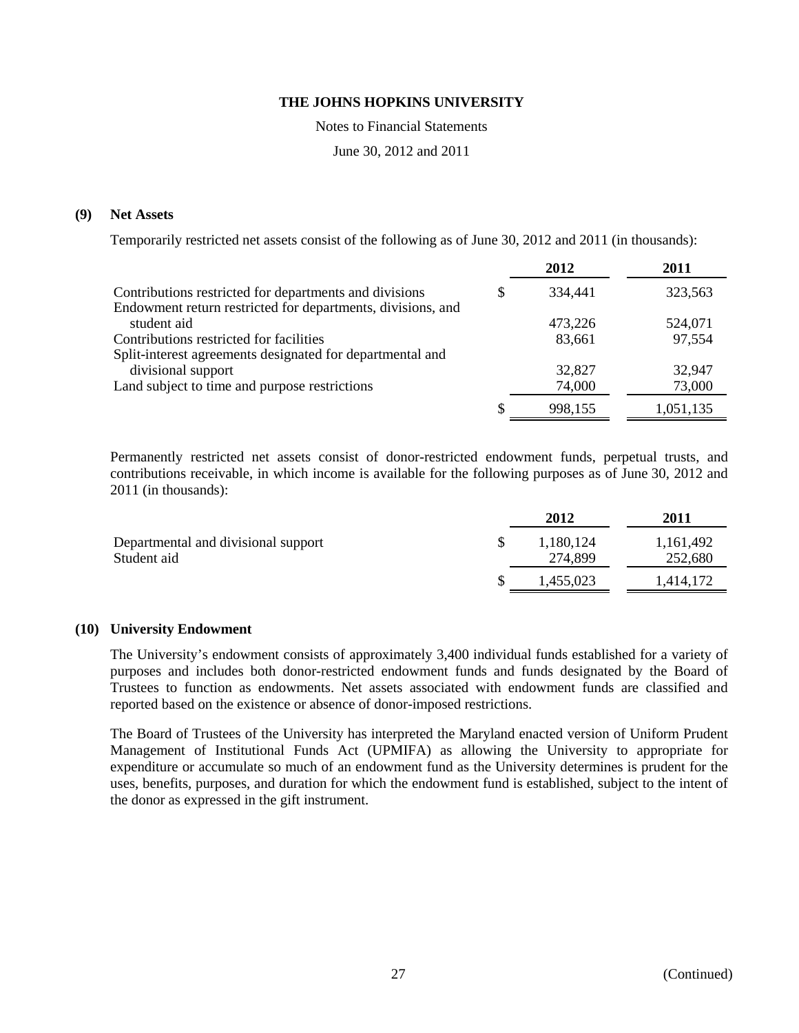## (9) Net Assets

Temporarily restricted net assets consist of the following as of June 30, 2012 and 2011 (in thousands):

| | 2012 | 2011 |
|---|---|---|
| Contributions restricted for departments and divisions | $ 334,441 | 323,563 |
| Endowment return restricted for departments, divisions, and student aid | 473,226 | 524,071 |
| Contributions restricted for facilities | 83,661 | 97,554 |
| Split-interest agreements designated for departmental and divisional support | 32,827 | 32,947 |
| Land subject to time and purpose restrictions | 74,000 | 73,000 |
| | $ 998,155 | 1,051,135 |

Permanently restricted net assets consist of donor-restricted endowment funds, perpetual trusts, and contributions receivable, in which income is available for the following purposes as of June 30, 2012 and 2011 (in thousands):

| | 2012 | 2011 |
|---|---|---|
| Departmental and divisional support | $ 1,180,124 | 1,161,492 |
| Student aid | 274,899 | 252,680 |
| | $ 1,455,023 | 1,414,172 |

## (10) University Endowment

The University's endowment consists of approximately 3,400 individual funds established for a variety of purposes and includes both donor-restricted endowment funds and funds designated by the Board of Trustees to function as endowments. Net assets associated with endowment funds are classified and reported based on the existence or absence of donor-imposed restrictions.

The Board of Trustees of the University has interpreted the Maryland enacted version of Uniform Prudent Management of Institutional Funds Act (UPMIFA) as allowing the University to appropriate for expenditure or accumulate so much of an endowment fund as the University determines is prudent for the uses, benefits, purposes, and duration for which the endowment fund is established, subject to the intent of the donor as expressed in the gift instrument.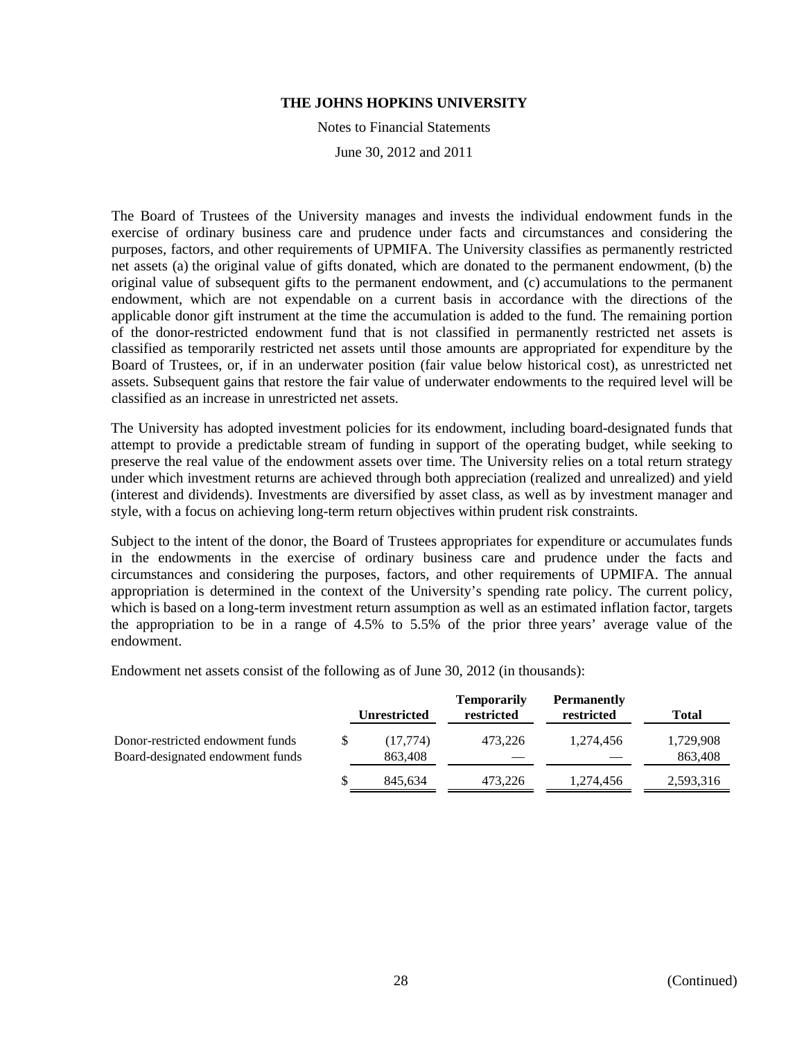The Board of Trustees of the University manages and invests the individual endowment funds in the exercise of ordinary business care and prudence under facts and circumstances and considering the purposes, factors, and other requirements of UPMIFA. The University classifies as permanently restricted net assets (a) the original value of gifts donated, which are donated to the permanent endowment, (b) the original value of subsequent gifts to the permanent endowment, and (c) accumulations to the permanent endowment, which are not expendable on a current basis in accordance with the directions of the applicable donor gift instrument at the time the accumulation is added to the fund. The remaining portion of the donor-restricted endowment fund that is not classified in permanently restricted net assets is classified as temporarily restricted net assets until those amounts are appropriated for expenditure by the Board of Trustees, or, if in an underwater position (fair value below historical cost), as unrestricted net assets. Subsequent gains that restore the fair value of underwater endowments to the required level will be classified as an increase in unrestricted net assets.

The University has adopted investment policies for its endowment, including board-designated funds that attempt to provide a predictable stream of funding in support of the operating budget, while seeking to preserve the real value of the endowment assets over time. The University relies on a total return strategy under which investment returns are achieved through both appreciation (realized and unrealized) and yield (interest and dividends). Investments are diversified by asset class, as well as by investment manager and style, with a focus on achieving long-term return objectives within prudent risk constraints.

Subject to the intent of the donor, the Board of Trustees appropriates for expenditure or accumulates funds in the endowments in the exercise of ordinary business care and prudence under the facts and circumstances and considering the purposes, factors, and other requirements of UPMIFA. The annual appropriation is determined in the context of the University's spending rate policy. The current policy, which is based on a long-term investment return assumption as well as an estimated inflation factor, targets the appropriation to be in a range of 4.5% to 5.5% of the prior three years' average value of the endowment.

Endowment net assets consist of the following as of June 30, 2012 (in thousands):

| | Unrestricted | Temporarily restricted | Permanently restricted | Total |
|---|---|---|---|---|
| Donor-restricted endowment funds | $ (17,774) | 473,226 | 1,274,456 | 1,729,908 |
| Board-designated endowment funds | 863,408 | — | — | 863,408 |
| | $ 845,634 | 473,226 | 1,274,456 | 2,593,316 |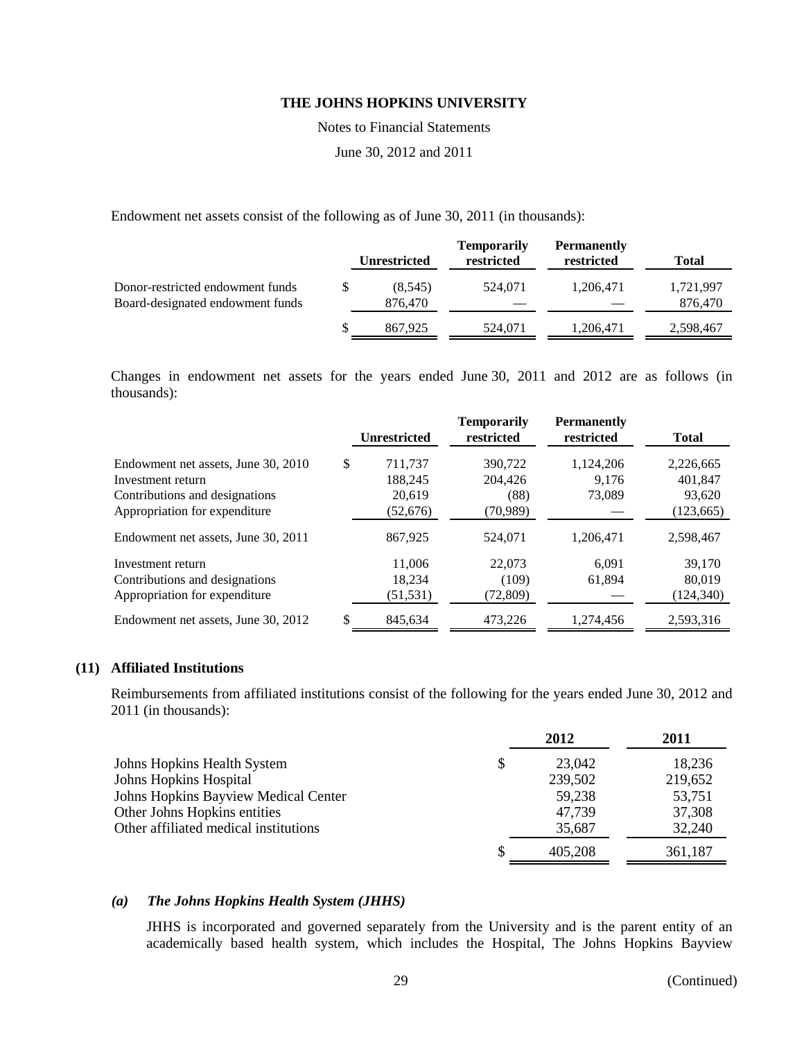Endowment net assets consist of the following as of June 30, 2011 (in thousands):

| | Unrestricted | Temporarily restricted | Permanently restricted | Total |
|---|---|---|---|---|
| Donor-restricted endowment funds | $ (8,545) | 524,071 | 1,206,471 | 1,721,997 |
| Board-designated endowment funds | 876,470 | — | — | 876,470 |
| | $ 867,925 | 524,071 | 1,206,471 | 2,598,467 |

Changes in endowment net assets for the years ended June 30, 2011 and 2012 are as follows (in thousands):

| | Unrestricted | Temporarily restricted | Permanently restricted | Total |
|---|---|---|---|---|
| Endowment net assets, June 30, 2010 | $ 711,737 | 390,722 | 1,124,206 | 2,226,665 |
| Investment return | 188,245 | 204,426 | 9,176 | 401,847 |
| Contributions and designations | 20,619 | (88) | 73,089 | 93,620 |
| Appropriation for expenditure | (52,676) | (70,989) | — | (123,665) |
| Endowment net assets, June 30, 2011 | 867,925 | 524,071 | 1,206,471 | 2,598,467 |
| Investment return | 11,006 | 22,073 | 6,091 | 39,170 |
| Contributions and designations | 18,234 | (109) | 61,894 | 80,019 |
| Appropriation for expenditure | (51,531) | (72,809) | — | (124,340) |
| Endowment net assets, June 30, 2012 | $ 845,634 | 473,226 | 1,274,456 | 2,593,316 |

## (11) Affiliated Institutions

Reimbursements from affiliated institutions consist of the following for the years ended June 30, 2012 and 2011 (in thousands):

| | 2012 | 2011 |
|---|---|---|
| Johns Hopkins Health System | $ 23,042 | 18,236 |
| Johns Hopkins Hospital | 239,502 | 219,652 |
| Johns Hopkins Bayview Medical Center | 59,238 | 53,751 |
| Other Johns Hopkins entities | 47,739 | 37,308 |
| Other affiliated medical institutions | 35,687 | 32,240 |
| | $ 405,208 | 361,187 |

### *(a) The Johns Hopkins Health System (JHHS)*

JHHS is incorporated and governed separately from the University and is the parent entity of an academically based health system, which includes the Hospital, The Johns Hopkins Bayview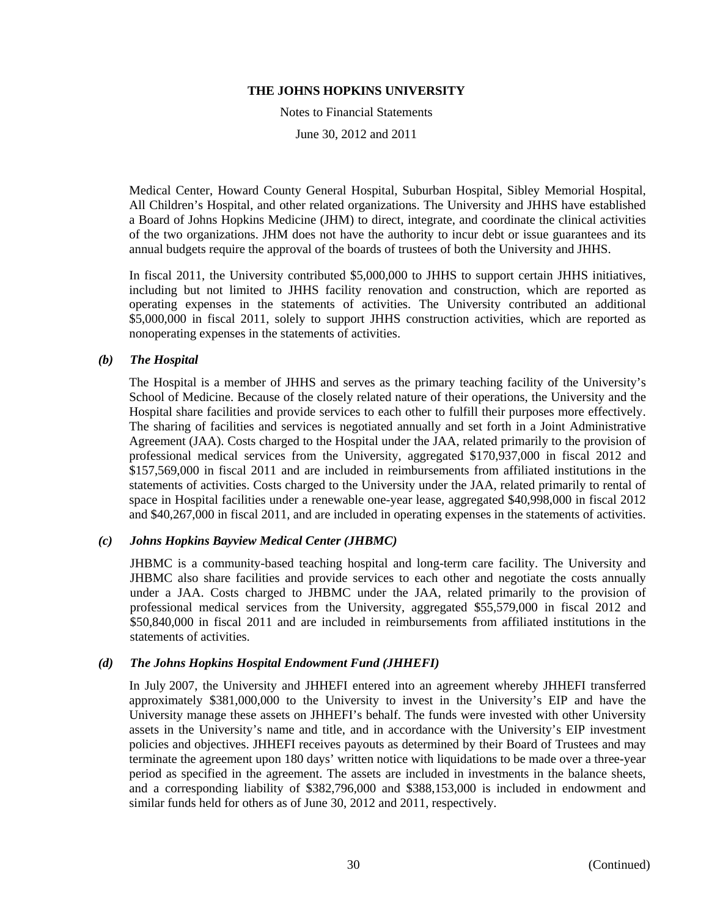Medical Center, Howard County General Hospital, Suburban Hospital, Sibley Memorial Hospital, All Children's Hospital, and other related organizations. The University and JHHS have established a Board of Johns Hopkins Medicine (JHM) to direct, integrate, and coordinate the clinical activities of the two organizations. JHM does not have the authority to incur debt or issue guarantees and its annual budgets require the approval of the boards of trustees of both the University and JHHS.

In fiscal 2011, the University contributed $5,000,000 to JHHS to support certain JHHS initiatives, including but not limited to JHHS facility renovation and construction, which are reported as operating expenses in the statements of activities. The University contributed an additional $5,000,000 in fiscal 2011, solely to support JHHS construction activities, which are reported as nonoperating expenses in the statements of activities.

### *(b) The Hospital*

The Hospital is a member of JHHS and serves as the primary teaching facility of the University's School of Medicine. Because of the closely related nature of their operations, the University and the Hospital share facilities and provide services to each other to fulfill their purposes more effectively. The sharing of facilities and services is negotiated annually and set forth in a Joint Administrative Agreement (JAA). Costs charged to the Hospital under the JAA, related primarily to the provision of professional medical services from the University, aggregated $170,937,000 in fiscal 2012 and $157,569,000 in fiscal 2011 and are included in reimbursements from affiliated institutions in the statements of activities. Costs charged to the University under the JAA, related primarily to rental of space in Hospital facilities under a renewable one-year lease, aggregated $40,998,000 in fiscal 2012 and $40,267,000 in fiscal 2011, and are included in operating expenses in the statements of activities.

### *(c) Johns Hopkins Bayview Medical Center (JHBMC)*

JHBMC is a community-based teaching hospital and long-term care facility. The University and JHBMC also share facilities and provide services to each other and negotiate the costs annually under a JAA. Costs charged to JHBMC under the JAA, related primarily to the provision of professional medical services from the University, aggregated $55,579,000 in fiscal 2012 and $50,840,000 in fiscal 2011 and are included in reimbursements from affiliated institutions in the statements of activities.

### *(d) The Johns Hopkins Hospital Endowment Fund (JHHEFI)*

In July 2007, the University and JHHEFI entered into an agreement whereby JHHEFI transferred approximately $381,000,000 to the University to invest in the University's EIP and have the University manage these assets on JHHEFI's behalf. The funds were invested with other University assets in the University's name and title, and in accordance with the University's EIP investment policies and objectives. JHHEFI receives payouts as determined by their Board of Trustees and may terminate the agreement upon 180 days' written notice with liquidations to be made over a three-year period as specified in the agreement. The assets are included in investments in the balance sheets, and a corresponding liability of $382,796,000 and $388,153,000 is included in endowment and similar funds held for others as of June 30, 2012 and 2011, respectively.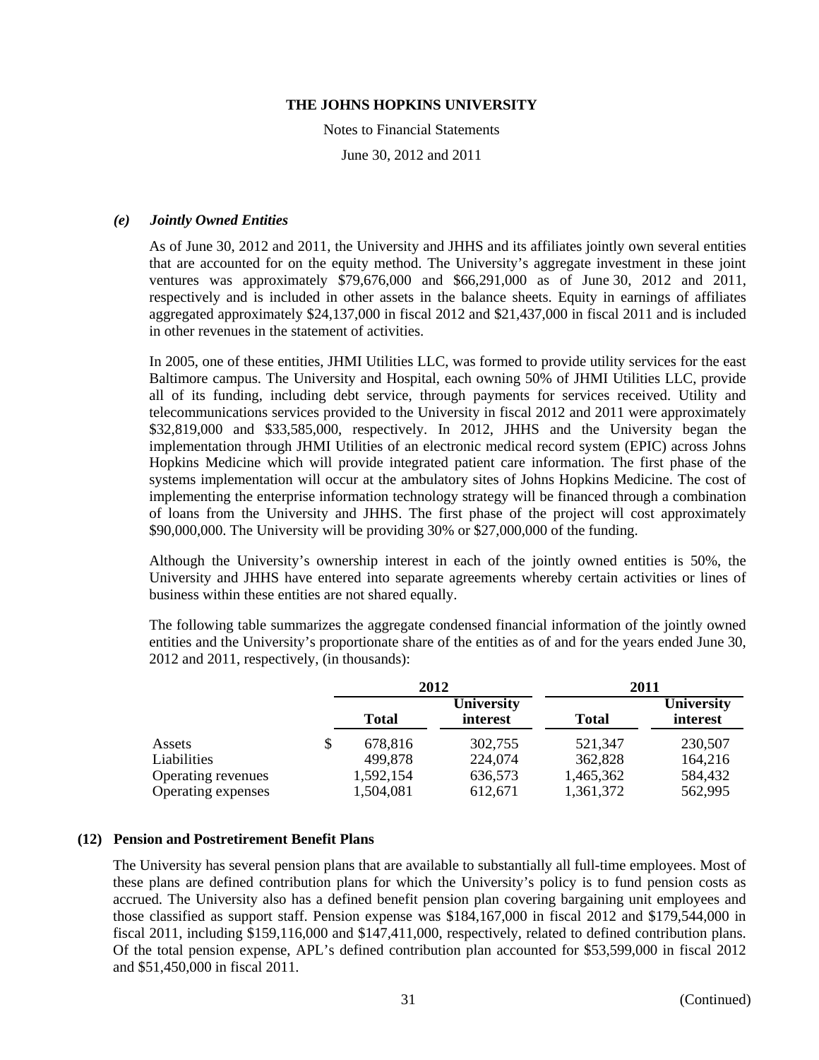### *(e) Jointly Owned Entities*

As of June 30, 2012 and 2011, the University and JHHS and its affiliates jointly own several entities that are accounted for on the equity method. The University's aggregate investment in these joint ventures was approximately $79,676,000 and $66,291,000 as of June 30, 2012 and 2011, respectively and is included in other assets in the balance sheets. Equity in earnings of affiliates aggregated approximately $24,137,000 in fiscal 2012 and $21,437,000 in fiscal 2011 and is included in other revenues in the statement of activities.

In 2005, one of these entities, JHMI Utilities LLC, was formed to provide utility services for the east Baltimore campus. The University and Hospital, each owning 50% of JHMI Utilities LLC, provide all of its funding, including debt service, through payments for services received. Utility and telecommunications services provided to the University in fiscal 2012 and 2011 were approximately $32,819,000 and $33,585,000, respectively. In 2012, JHHS and the University began the implementation through JHMI Utilities of an electronic medical record system (EPIC) across Johns Hopkins Medicine which will provide integrated patient care information. The first phase of the systems implementation will occur at the ambulatory sites of Johns Hopkins Medicine. The cost of implementing the enterprise information technology strategy will be financed through a combination of loans from the University and JHHS. The first phase of the project will cost approximately $90,000,000. The University will be providing 30% or $27,000,000 of the funding.

Although the University's ownership interest in each of the jointly owned entities is 50%, the University and JHHS have entered into separate agreements whereby certain activities or lines of business within these entities are not shared equally.

The following table summarizes the aggregate condensed financial information of the jointly owned entities and the University's proportionate share of the entities as of and for the years ended June 30, 2012 and 2011, respectively, (in thousands):

| | 2012 | | 2011 | |
|---|---|---|---|---|
| | **Total** | **University interest** | **Total** | **University interest** |
| Assets | $ 678,816 | 302,755 | 521,347 | 230,507 |
| Liabilities | 499,878 | 224,074 | 362,828 | 164,216 |
| Operating revenues | 1,592,154 | 636,573 | 1,465,362 | 584,432 |
| Operating expenses | 1,504,081 | 612,671 | 1,361,372 | 562,995 |

## (12) Pension and Postretirement Benefit Plans

The University has several pension plans that are available to substantially all full-time employees. Most of these plans are defined contribution plans for which the University's policy is to fund pension costs as accrued. The University also has a defined benefit pension plan covering bargaining unit employees and those classified as support staff. Pension expense was $184,167,000 in fiscal 2012 and $179,544,000 in fiscal 2011, including $159,116,000 and $147,411,000, respectively, related to defined contribution plans. Of the total pension expense, APL's defined contribution plan accounted for $53,599,000 in fiscal 2012 and $51,450,000 in fiscal 2011.

(Continued)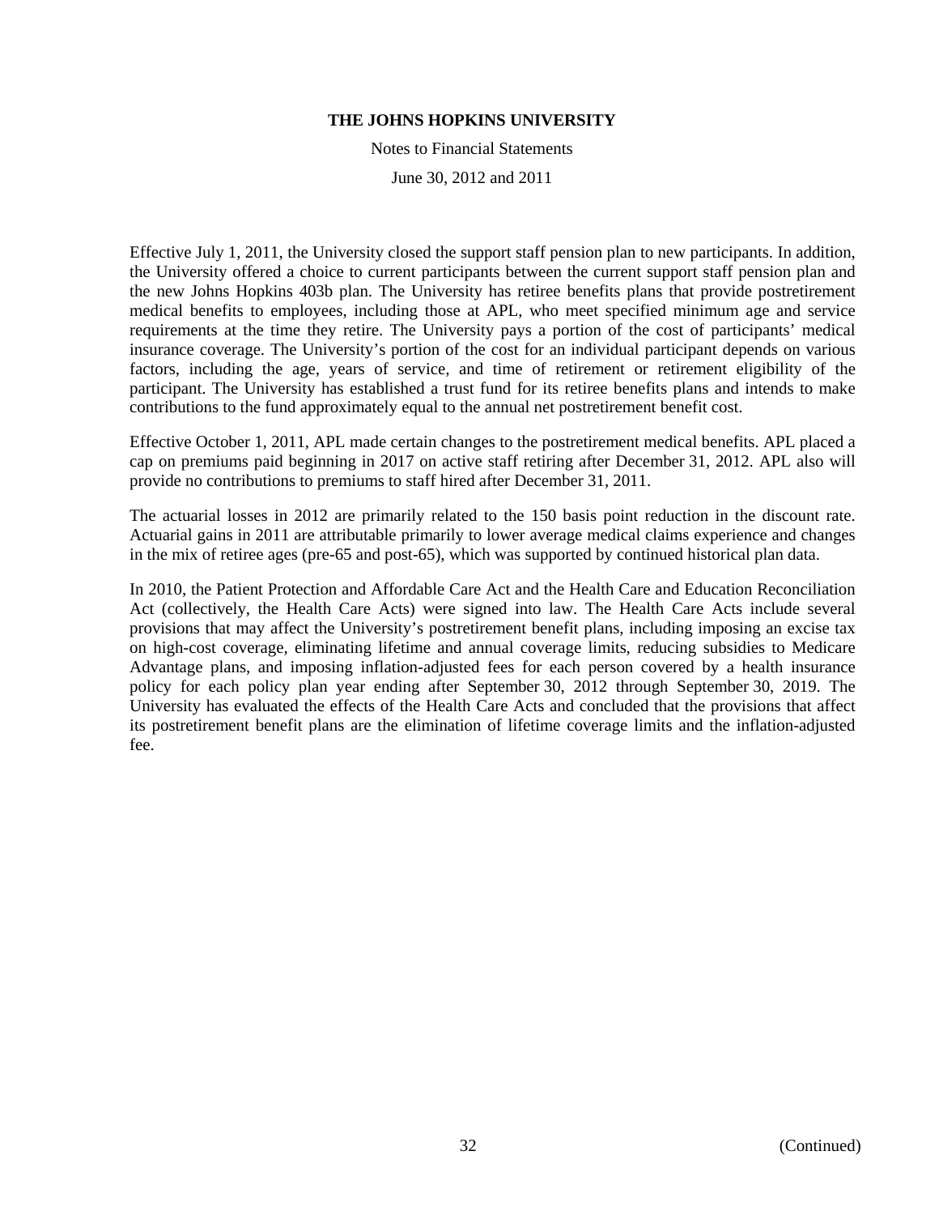Effective July 1, 2011, the University closed the support staff pension plan to new participants. In addition, the University offered a choice to current participants between the current support staff pension plan and the new Johns Hopkins 403b plan. The University has retiree benefits plans that provide postretirement medical benefits to employees, including those at APL, who meet specified minimum age and service requirements at the time they retire. The University pays a portion of the cost of participants' medical insurance coverage. The University's portion of the cost for an individual participant depends on various factors, including the age, years of service, and time of retirement or retirement eligibility of the participant. The University has established a trust fund for its retiree benefits plans and intends to make contributions to the fund approximately equal to the annual net postretirement benefit cost.

Effective October 1, 2011, APL made certain changes to the postretirement medical benefits. APL placed a cap on premiums paid beginning in 2017 on active staff retiring after December 31, 2012. APL also will provide no contributions to premiums to staff hired after December 31, 2011.

The actuarial losses in 2012 are primarily related to the 150 basis point reduction in the discount rate. Actuarial gains in 2011 are attributable primarily to lower average medical claims experience and changes in the mix of retiree ages (pre-65 and post-65), which was supported by continued historical plan data.

In 2010, the Patient Protection and Affordable Care Act and the Health Care and Education Reconciliation Act (collectively, the Health Care Acts) were signed into law. The Health Care Acts include several provisions that may affect the University's postretirement benefit plans, including imposing an excise tax on high-cost coverage, eliminating lifetime and annual coverage limits, reducing subsidies to Medicare Advantage plans, and imposing inflation-adjusted fees for each person covered by a health insurance policy for each policy plan year ending after September 30, 2012 through September 30, 2019. The University has evaluated the effects of the Health Care Acts and concluded that the provisions that affect its postretirement benefit plans are the elimination of lifetime coverage limits and the inflation-adjusted fee.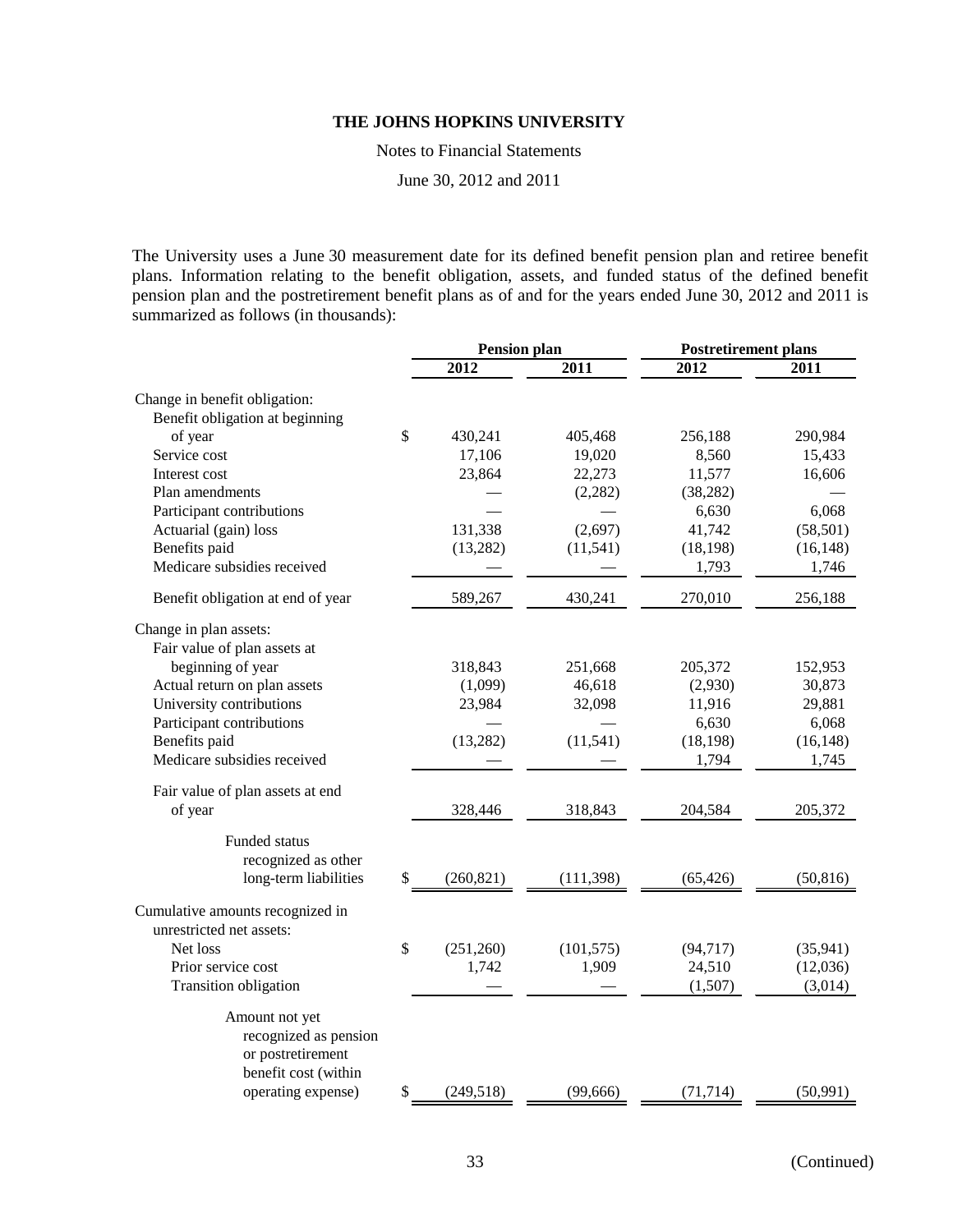**THE JOHNS HOPKINS UNIVERSITY**

Notes to Financial Statements

June 30, 2012 and 2011

The University uses a June 30 measurement date for its defined benefit pension plan and retiree benefit plans. Information relating to the benefit obligation, assets, and funded status of the defined benefit pension plan and the postretirement benefit plans as of and for the years ended June 30, 2012 and 2011 is summarized as follows (in thousands):

| | Pension plan | | Postretirement plans | |
|---|---|---|---|---|
| | 2012 | 2011 | 2012 | 2011 |
| Change in benefit obligation: | | | | |
| Benefit obligation at beginning of year | $ 430,241 | 405,468 | 256,188 | 290,984 |
| Service cost | 17,106 | 19,020 | 8,560 | 15,433 |
| Interest cost | 23,864 | 22,273 | 11,577 | 16,606 |
| Plan amendments | — | (2,282) | (38,282) | — |
| Participant contributions | — | — | 6,630 | 6,068 |
| Actuarial (gain) loss | 131,338 | (2,697) | 41,742 | (58,501) |
| Benefits paid | (13,282) | (11,541) | (18,198) | (16,148) |
| Medicare subsidies received | — | — | 1,793 | 1,746 |
| Benefit obligation at end of year | 589,267 | 430,241 | 270,010 | 256,188 |
| Change in plan assets: | | | | |
| Fair value of plan assets at beginning of year | 318,843 | 251,668 | 205,372 | 152,953 |
| Actual return on plan assets | (1,099) | 46,618 | (2,930) | 30,873 |
| University contributions | 23,984 | 32,098 | 11,916 | 29,881 |
| Participant contributions | — | — | 6,630 | 6,068 |
| Benefits paid | (13,282) | (11,541) | (18,198) | (16,148) |
| Medicare subsidies received | — | — | 1,794 | 1,745 |
| Fair value of plan assets at end of year | 328,446 | 318,843 | 204,584 | 205,372 |
| Funded status recognized as other long-term liabilities | $ (260,821) | (111,398) | (65,426) | (50,816) |
| Cumulative amounts recognized in unrestricted net assets: | | | | |
| Net loss | $ (251,260) | (101,575) | (94,717) | (35,941) |
| Prior service cost | 1,742 | 1,909 | 24,510 | (12,036) |
| Transition obligation | — | — | (1,507) | (3,014) |
| Amount not yet recognized as pension or postretirement benefit cost (within operating expense) | $ (249,518) | (99,666) | (71,714) | (50,991) |

(Continued)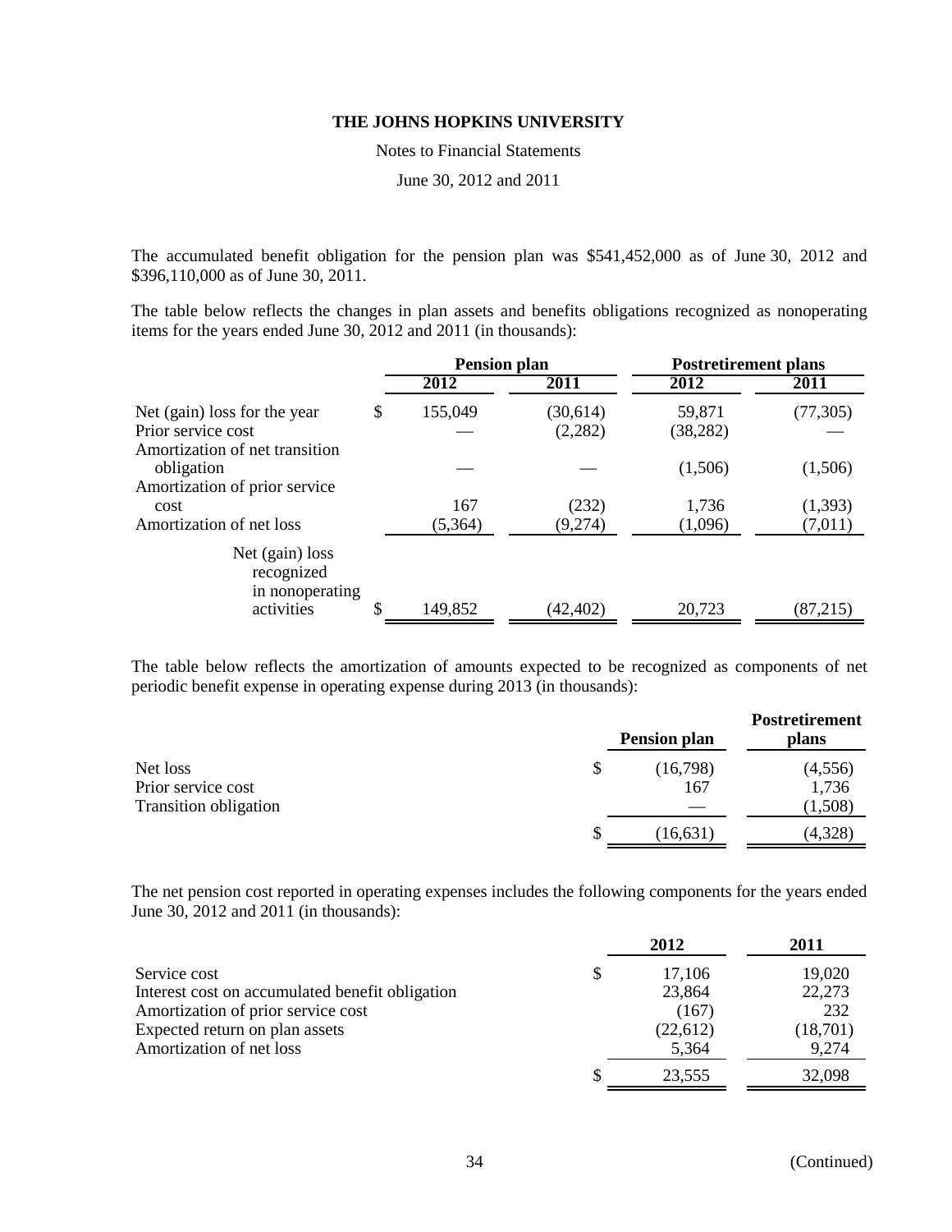The accumulated benefit obligation for the pension plan was \$541,452,000 as of June 30, 2012 and \$396,110,000 as of June 30, 2011.

The table below reflects the changes in plan assets and benefits obligations recognized as nonoperating items for the years ended June 30, 2012 and 2011 (in thousands):

| | Pension plan | | Postretirement plans | |
|---|---|---|---|---|
| | 2012 | 2011 | 2012 | 2011 |
| Net (gain) loss for the year | \$ 155,049 | (30,614) | 59,871 | (77,305) |
| Prior service cost | — | (2,282) | (38,282) | — |
| Amortization of net transition obligation | — | — | (1,506) | (1,506) |
| Amortization of prior service cost | 167 | (232) | 1,736 | (1,393) |
| Amortization of net loss | (5,364) | (9,274) | (1,096) | (7,011) |
| Net (gain) loss recognized in nonoperating activities | \$ 149,852 | (42,402) | 20,723 | (87,215) |

The table below reflects the amortization of amounts expected to be recognized as components of net periodic benefit expense in operating expense during 2013 (in thousands):

| | Pension plan | Postretirement plans |
|---|---|---|
| Net loss | \$ (16,798) | (4,556) |
| Prior service cost | 167 | 1,736 |
| Transition obligation | — | (1,508) |
| | \$ (16,631) | (4,328) |

The net pension cost reported in operating expenses includes the following components for the years ended June 30, 2012 and 2011 (in thousands):

| | 2012 | 2011 |
|---|---|---|
| Service cost | \$ 17,106 | 19,020 |
| Interest cost on accumulated benefit obligation | 23,864 | 22,273 |
| Amortization of prior service cost | (167) | 232 |
| Expected return on plan assets | (22,612) | (18,701) |
| Amortization of net loss | 5,364 | 9,274 |
| | \$ 23,555 | 32,098 |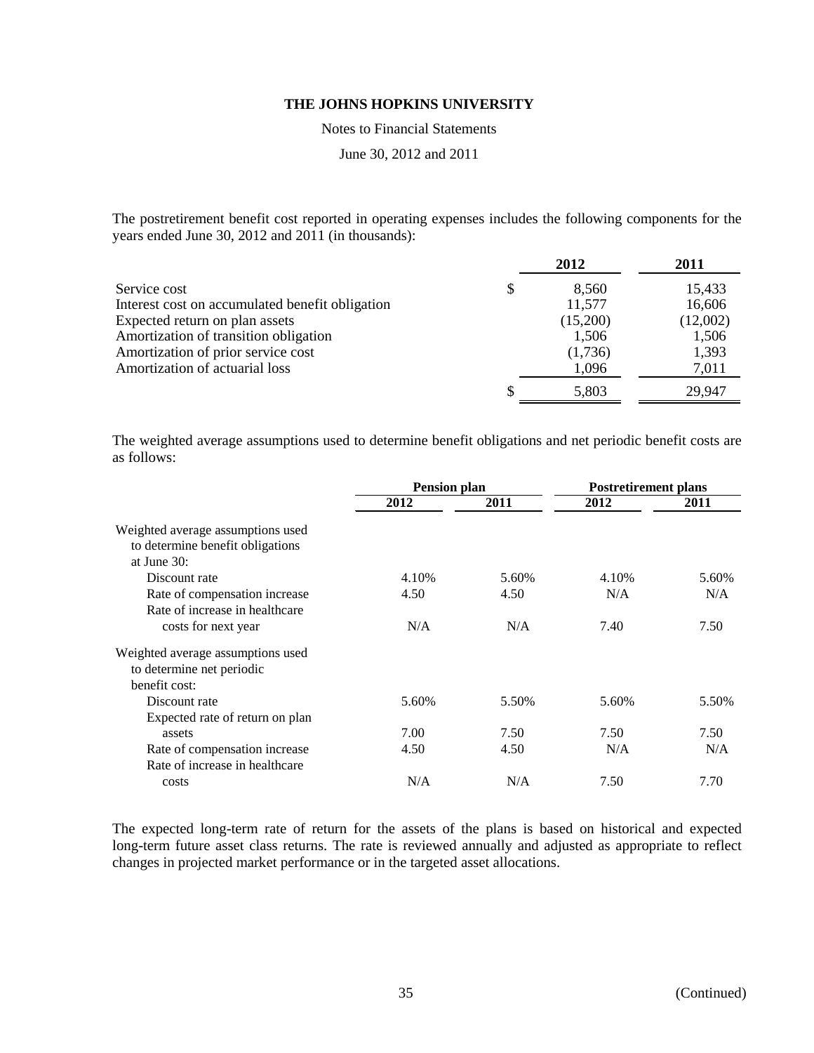# THE JOHNS HOPKINS UNIVERSITY

Notes to Financial Statements

June 30, 2012 and 2011

The postretirement benefit cost reported in operating expenses includes the following components for the years ended June 30, 2012 and 2011 (in thousands):

| | 2012 | 2011 |
|---|---|---|
| Service cost | $ 8,560 | 15,433 |
| Interest cost on accumulated benefit obligation | 11,577 | 16,606 |
| Expected return on plan assets | (15,200) | (12,002) |
| Amortization of transition obligation | 1,506 | 1,506 |
| Amortization of prior service cost | (1,736) | 1,393 |
| Amortization of actuarial loss | 1,096 | 7,011 |
| | $ 5,803 | 29,947 |

The weighted average assumptions used to determine benefit obligations and net periodic benefit costs are as follows:

| | Pension plan | | Postretirement plans | |
|---|---|---|---|---|
| | 2012 | 2011 | 2012 | 2011 |
| Weighted average assumptions used to determine benefit obligations at June 30: | | | | |
| Discount rate | 4.10% | 5.60% | 4.10% | 5.60% |
| Rate of compensation increase | 4.50 | 4.50 | N/A | N/A |
| Rate of increase in healthcare costs for next year | N/A | N/A | 7.40 | 7.50 |
| Weighted average assumptions used to determine net periodic benefit cost: | | | | |
| Discount rate | 5.60% | 5.50% | 5.60% | 5.50% |
| Expected rate of return on plan assets | 7.00 | 7.50 | 7.50 | 7.50 |
| Rate of compensation increase | 4.50 | 4.50 | N/A | N/A |
| Rate of increase in healthcare costs | N/A | N/A | 7.50 | 7.70 |

The expected long-term rate of return for the assets of the plans is based on historical and expected long-term future asset class returns. The rate is reviewed annually and adjusted as appropriate to reflect changes in projected market performance or in the targeted asset allocations.

(Continued)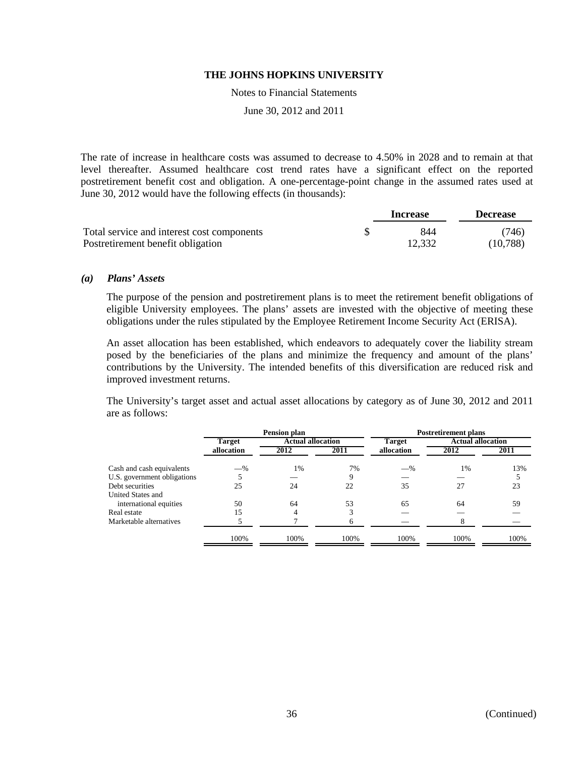The rate of increase in healthcare costs was assumed to decrease to 4.50% in 2028 and to remain at that level thereafter. Assumed healthcare cost trend rates have a significant effect on the reported postretirement benefit cost and obligation. A one-percentage-point change in the assumed rates used at June 30, 2012 would have the following effects (in thousands):

| | Increase | Decrease |
|---|---|---|
| Total service and interest cost components | $ 844 | (746) |
| Postretirement benefit obligation | 12,332 | (10,788) |

### *(a) Plans' Assets*

The purpose of the pension and postretirement plans is to meet the retirement benefit obligations of eligible University employees. The plans' assets are invested with the objective of meeting these obligations under the rules stipulated by the Employee Retirement Income Security Act (ERISA).

An asset allocation has been established, which endeavors to adequately cover the liability stream posed by the beneficiaries of the plans and minimize the frequency and amount of the plans' contributions by the University. The intended benefits of this diversification are reduced risk and improved investment returns.

The University's target asset and actual asset allocations by category as of June 30, 2012 and 2011 are as follows:

| | Pension plan | | | Postretirement plans | | |
|---|---|---|---|---|---|---|
| | Target allocation | Actual allocation 2012 | Actual allocation 2011 | Target allocation | Actual allocation 2012 | Actual allocation 2011 |
| Cash and cash equivalents | —% | 1% | 7% | —% | 1% | 13% |
| U.S. government obligations | 5 | — | 9 | — | — | 5 |
| Debt securities | 25 | 24 | 22 | 35 | 27 | 23 |
| United States and international equities | 50 | 64 | 53 | 65 | 64 | 59 |
| Real estate | 15 | 4 | 3 | — | — | — |
| Marketable alternatives | 5 | 7 | 6 | — | 8 | — |
| | 100% | 100% | 100% | 100% | 100% | 100% |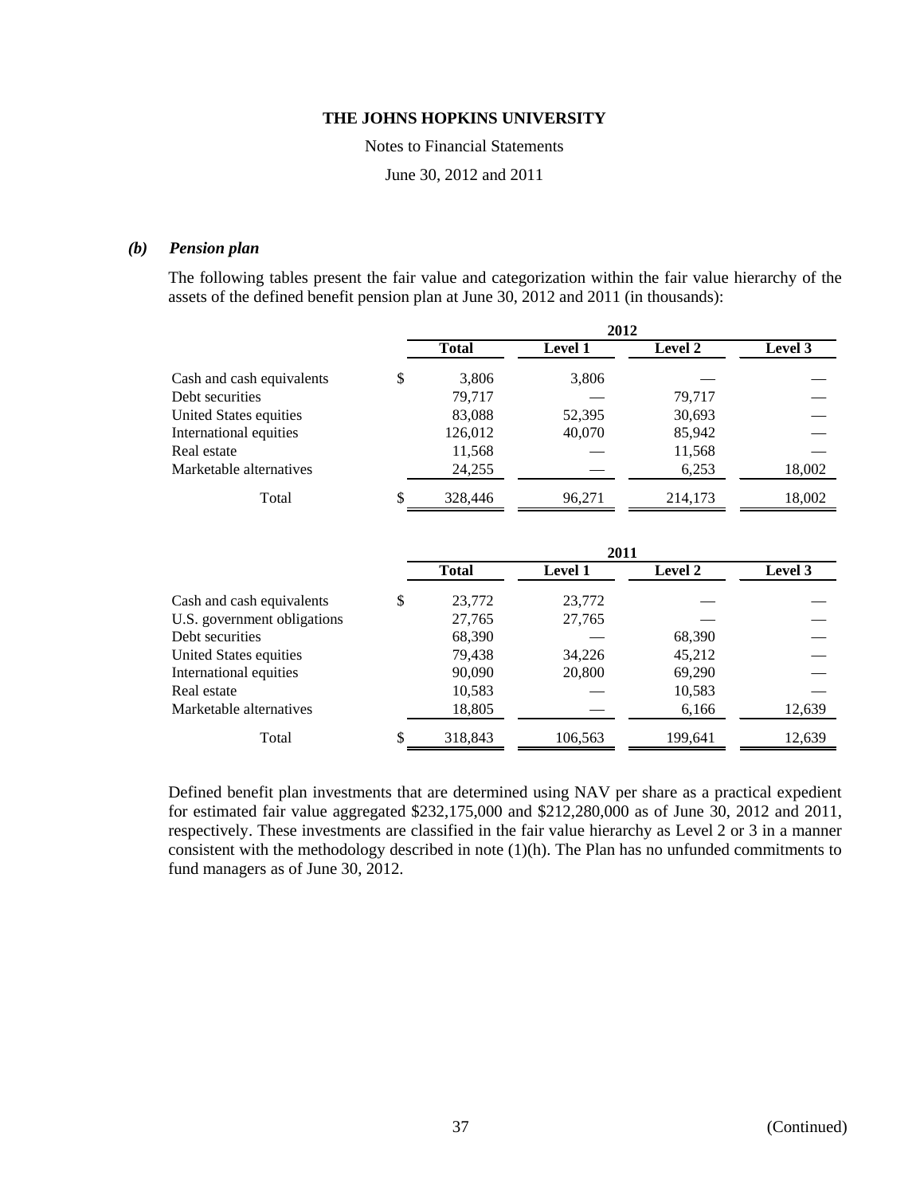### *(b) Pension plan*

The following tables present the fair value and categorization within the fair value hierarchy of the assets of the defined benefit pension plan at June 30, 2012 and 2011 (in thousands):

| | 2012 | | | |
|---|---|---|---|---|
| | **Total** | **Level 1** | **Level 2** | **Level 3** |
| Cash and cash equivalents | $ 3,806 | 3,806 | — | — |
| Debt securities | 79,717 | — | 79,717 | — |
| United States equities | 83,088 | 52,395 | 30,693 | — |
| International equities | 126,012 | 40,070 | 85,942 | — |
| Real estate | 11,568 | — | 11,568 | — |
| Marketable alternatives | 24,255 | — | 6,253 | 18,002 |
| Total | $ 328,446 | 96,271 | 214,173 | 18,002 |

| | 2011 | | | |
|---|---|---|---|---|
| | **Total** | **Level 1** | **Level 2** | **Level 3** |
| Cash and cash equivalents | $ 23,772 | 23,772 | — | — |
| U.S. government obligations | 27,765 | 27,765 | — | — |
| Debt securities | 68,390 | — | 68,390 | — |
| United States equities | 79,438 | 34,226 | 45,212 | — |
| International equities | 90,090 | 20,800 | 69,290 | — |
| Real estate | 10,583 | — | 10,583 | — |
| Marketable alternatives | 18,805 | — | 6,166 | 12,639 |
| Total | $ 318,843 | 106,563 | 199,641 | 12,639 |

Defined benefit plan investments that are determined using NAV per share as a practical expedient for estimated fair value aggregated $232,175,000 and $212,280,000 as of June 30, 2012 and 2011, respectively. These investments are classified in the fair value hierarchy as Level 2 or 3 in a manner consistent with the methodology described in note (1)(h). The Plan has no unfunded commitments to fund managers as of June 30, 2012.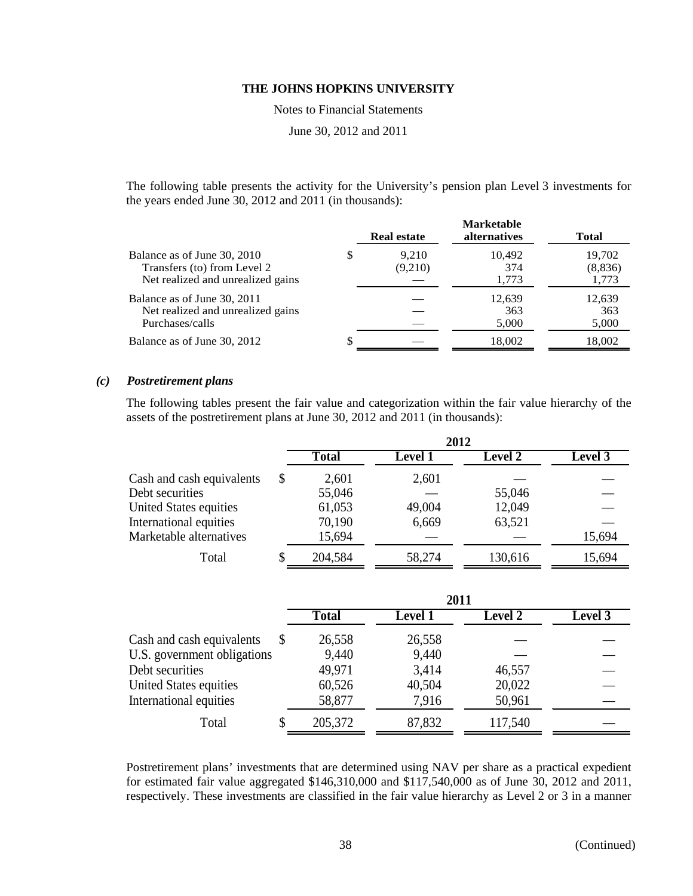The following table presents the activity for the University's pension plan Level 3 investments for the years ended June 30, 2012 and 2011 (in thousands):

| | Real estate | Marketable alternatives | Total |
|---|---|---|---|
| Balance as of June 30, 2010 | $ 9,210 | 10,492 | 19,702 |
| Transfers (to) from Level 2 | (9,210) | 374 | (8,836) |
| Net realized and unrealized gains | — | 1,773 | 1,773 |
| Balance as of June 30, 2011 | — | 12,639 | 12,639 |
| Net realized and unrealized gains | — | 363 | 363 |
| Purchases/calls | — | 5,000 | 5,000 |
| Balance as of June 30, 2012 | $ — | 18,002 | 18,002 |

### *(c) Postretirement plans*

The following tables present the fair value and categorization within the fair value hierarchy of the assets of the postretirement plans at June 30, 2012 and 2011 (in thousands):

| | 2012 | | | |
|---|---|---|---|---|
| | Total | Level 1 | Level 2 | Level 3 |
| Cash and cash equivalents | $ 2,601 | 2,601 | — | — |
| Debt securities | 55,046 | — | 55,046 | — |
| United States equities | 61,053 | 49,004 | 12,049 | — |
| International equities | 70,190 | 6,669 | 63,521 | — |
| Marketable alternatives | 15,694 | — | — | 15,694 |
| Total | $ 204,584 | 58,274 | 130,616 | 15,694 |

| | 2011 | | | |
|---|---|---|---|---|
| | Total | Level 1 | Level 2 | Level 3 |
| Cash and cash equivalents | $ 26,558 | 26,558 | — | — |
| U.S. government obligations | 9,440 | 9,440 | — | — |
| Debt securities | 49,971 | 3,414 | 46,557 | — |
| United States equities | 60,526 | 40,504 | 20,022 | — |
| International equities | 58,877 | 7,916 | 50,961 | — |
| Total | $ 205,372 | 87,832 | 117,540 | — |

Postretirement plans' investments that are determined using NAV per share as a practical expedient for estimated fair value aggregated $146,310,000 and $117,540,000 as of June 30, 2012 and 2011, respectively. These investments are classified in the fair value hierarchy as Level 2 or 3 in a manner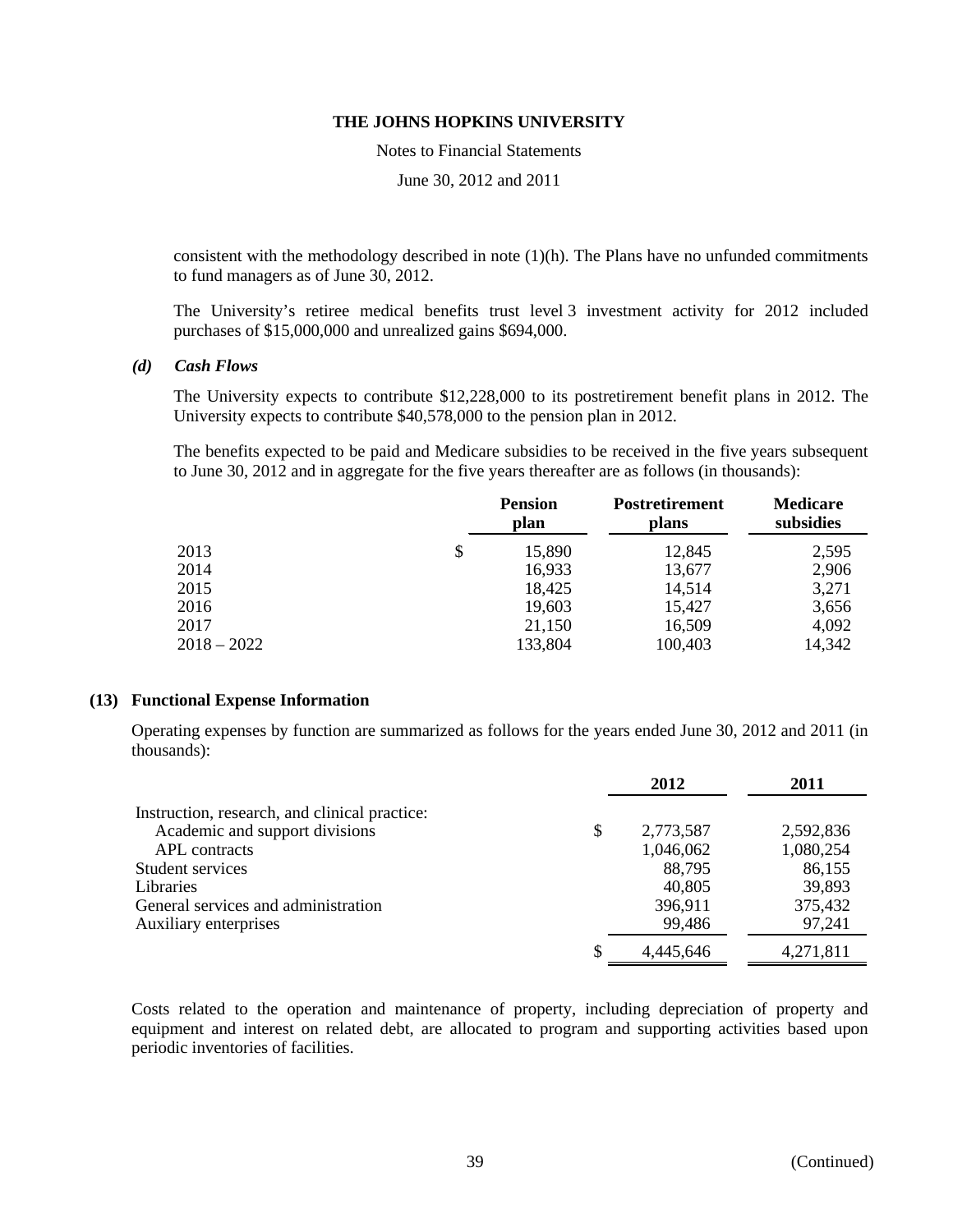consistent with the methodology described in note (1)(h). The Plans have no unfunded commitments to fund managers as of June 30, 2012.

The University's retiree medical benefits trust level 3 investment activity for 2012 included purchases of \$15,000,000 and unrealized gains \$694,000.

### *(d) Cash Flows*

The University expects to contribute \$12,228,000 to its postretirement benefit plans in 2012. The University expects to contribute \$40,578,000 to the pension plan in 2012.

The benefits expected to be paid and Medicare subsidies to be received in the five years subsequent to June 30, 2012 and in aggregate for the five years thereafter are as follows (in thousands):

| | Pension plan | Postretirement plans | Medicare subsidies |
|---|---|---|---|
| 2013 | \$ 15,890 | 12,845 | 2,595 |
| 2014 | 16,933 | 13,677 | 2,906 |
| 2015 | 18,425 | 14,514 | 3,271 |
| 2016 | 19,603 | 15,427 | 3,656 |
| 2017 | 21,150 | 16,509 | 4,092 |
| 2018 – 2022 | 133,804 | 100,403 | 14,342 |

## (13) Functional Expense Information

Operating expenses by function are summarized as follows for the years ended June 30, 2012 and 2011 (in thousands):

| | 2012 | 2011 |
|---|---|---|
| Instruction, research, and clinical practice: | | |
| Academic and support divisions | \$ 2,773,587 | 2,592,836 |
| APL contracts | 1,046,062 | 1,080,254 |
| Student services | 88,795 | 86,155 |
| Libraries | 40,805 | 39,893 |
| General services and administration | 396,911 | 375,432 |
| Auxiliary enterprises | 99,486 | 97,241 |
| | \$ 4,445,646 | 4,271,811 |

Costs related to the operation and maintenance of property, including depreciation of property and equipment and interest on related debt, are allocated to program and supporting activities based upon periodic inventories of facilities.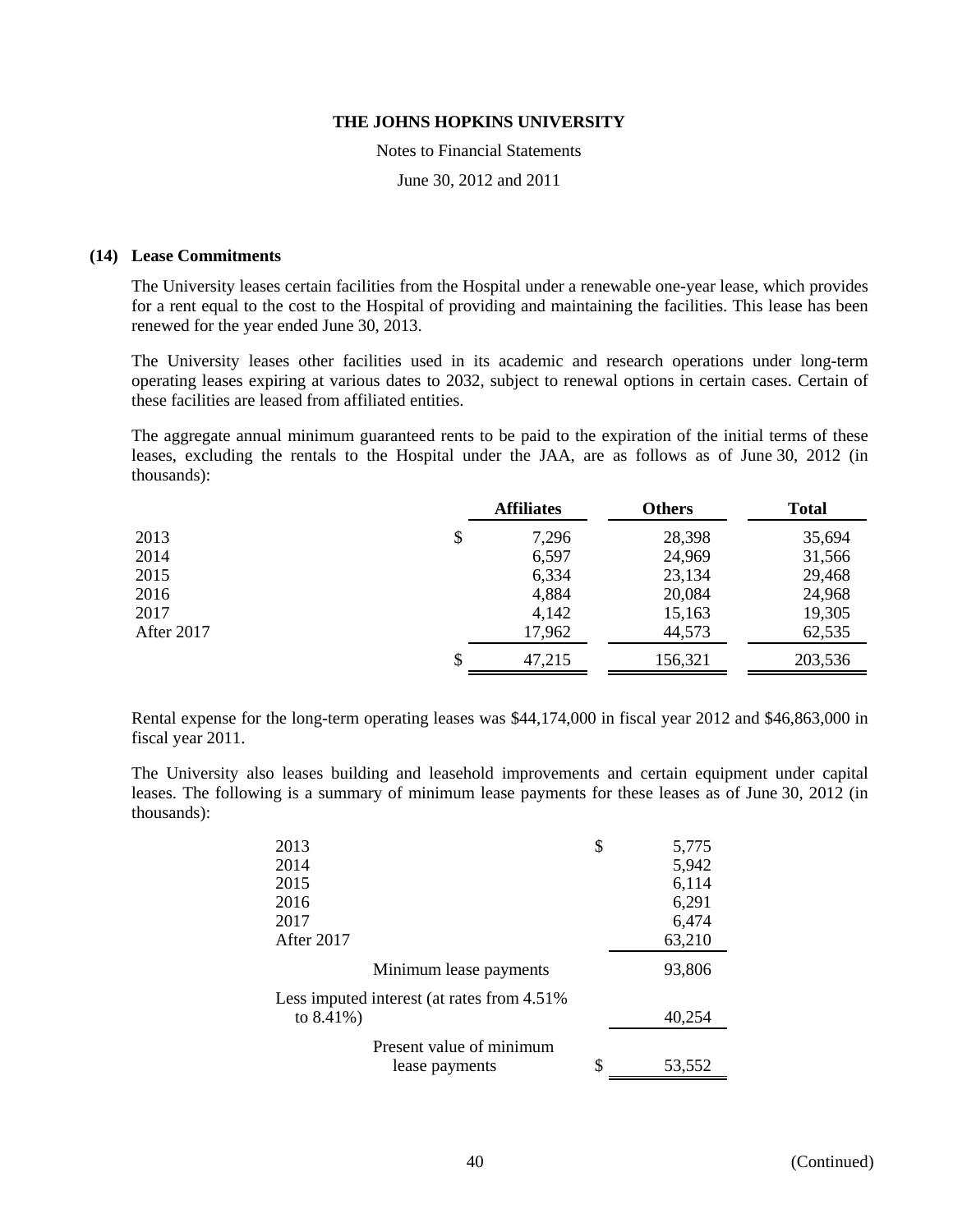## (14) Lease Commitments

The University leases certain facilities from the Hospital under a renewable one-year lease, which provides for a rent equal to the cost to the Hospital of providing and maintaining the facilities. This lease has been renewed for the year ended June 30, 2013.

The University leases other facilities used in its academic and research operations under long-term operating leases expiring at various dates to 2032, subject to renewal options in certain cases. Certain of these facilities are leased from affiliated entities.

The aggregate annual minimum guaranteed rents to be paid to the expiration of the initial terms of these leases, excluding the rentals to the Hospital under the JAA, are as follows as of June 30, 2012 (in thousands):

| | Affiliates | Others | Total |
|---|---|---|---|
| 2013 | $ 7,296 | 28,398 | 35,694 |
| 2014 | 6,597 | 24,969 | 31,566 |
| 2015 | 6,334 | 23,134 | 29,468 |
| 2016 | 4,884 | 20,084 | 24,968 |
| 2017 | 4,142 | 15,163 | 19,305 |
| After 2017 | 17,962 | 44,573 | 62,535 |
| | $ 47,215 | 156,321 | 203,536 |

Rental expense for the long-term operating leases was $44,174,000 in fiscal year 2012 and $46,863,000 in fiscal year 2011.

The University also leases building and leasehold improvements and certain equipment under capital leases. The following is a summary of minimum lease payments for these leases as of June 30, 2012 (in thousands):

| | |
|---|---|
| 2013 | $ 5,775 |
| 2014 | 5,942 |
| 2015 | 6,114 |
| 2016 | 6,291 |
| 2017 | 6,474 |
| After 2017 | 63,210 |
| Minimum lease payments | 93,806 |
| Less imputed interest (at rates from 4.51% to 8.41%) | 40,254 |
| Present value of minimum lease payments | $ 53,552 |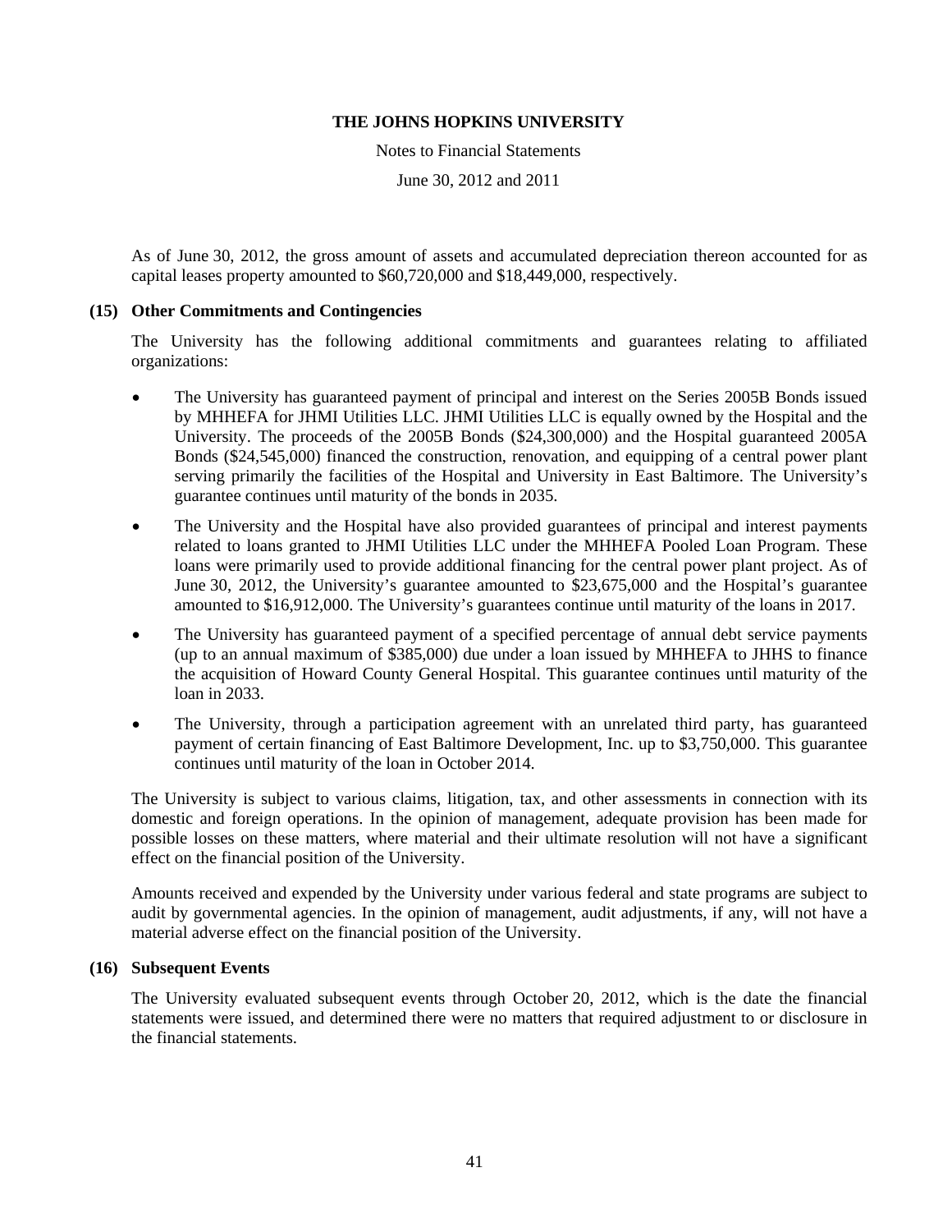As of June 30, 2012, the gross amount of assets and accumulated depreciation thereon accounted for as capital leases property amounted to $60,720,000 and $18,449,000, respectively.

## (15) Other Commitments and Contingencies

The University has the following additional commitments and guarantees relating to affiliated organizations:

- The University has guaranteed payment of principal and interest on the Series 2005B Bonds issued by MHHEFA for JHMI Utilities LLC. JHMI Utilities LLC is equally owned by the Hospital and the University. The proceeds of the 2005B Bonds ($24,300,000) and the Hospital guaranteed 2005A Bonds ($24,545,000) financed the construction, renovation, and equipping of a central power plant serving primarily the facilities of the Hospital and University in East Baltimore. The University's guarantee continues until maturity of the bonds in 2035.
- The University and the Hospital have also provided guarantees of principal and interest payments related to loans granted to JHMI Utilities LLC under the MHHEFA Pooled Loan Program. These loans were primarily used to provide additional financing for the central power plant project. As of June 30, 2012, the University's guarantee amounted to $23,675,000 and the Hospital's guarantee amounted to $16,912,000. The University's guarantees continue until maturity of the loans in 2017.
- The University has guaranteed payment of a specified percentage of annual debt service payments (up to an annual maximum of $385,000) due under a loan issued by MHHEFA to JHHS to finance the acquisition of Howard County General Hospital. This guarantee continues until maturity of the loan in 2033.
- The University, through a participation agreement with an unrelated third party, has guaranteed payment of certain financing of East Baltimore Development, Inc. up to $3,750,000. This guarantee continues until maturity of the loan in October 2014.

The University is subject to various claims, litigation, tax, and other assessments in connection with its domestic and foreign operations. In the opinion of management, adequate provision has been made for possible losses on these matters, where material and their ultimate resolution will not have a significant effect on the financial position of the University.

Amounts received and expended by the University under various federal and state programs are subject to audit by governmental agencies. In the opinion of management, audit adjustments, if any, will not have a material adverse effect on the financial position of the University.

## (16) Subsequent Events

The University evaluated subsequent events through October 20, 2012, which is the date the financial statements were issued, and determined there were no matters that required adjustment to or disclosure in the financial statements.